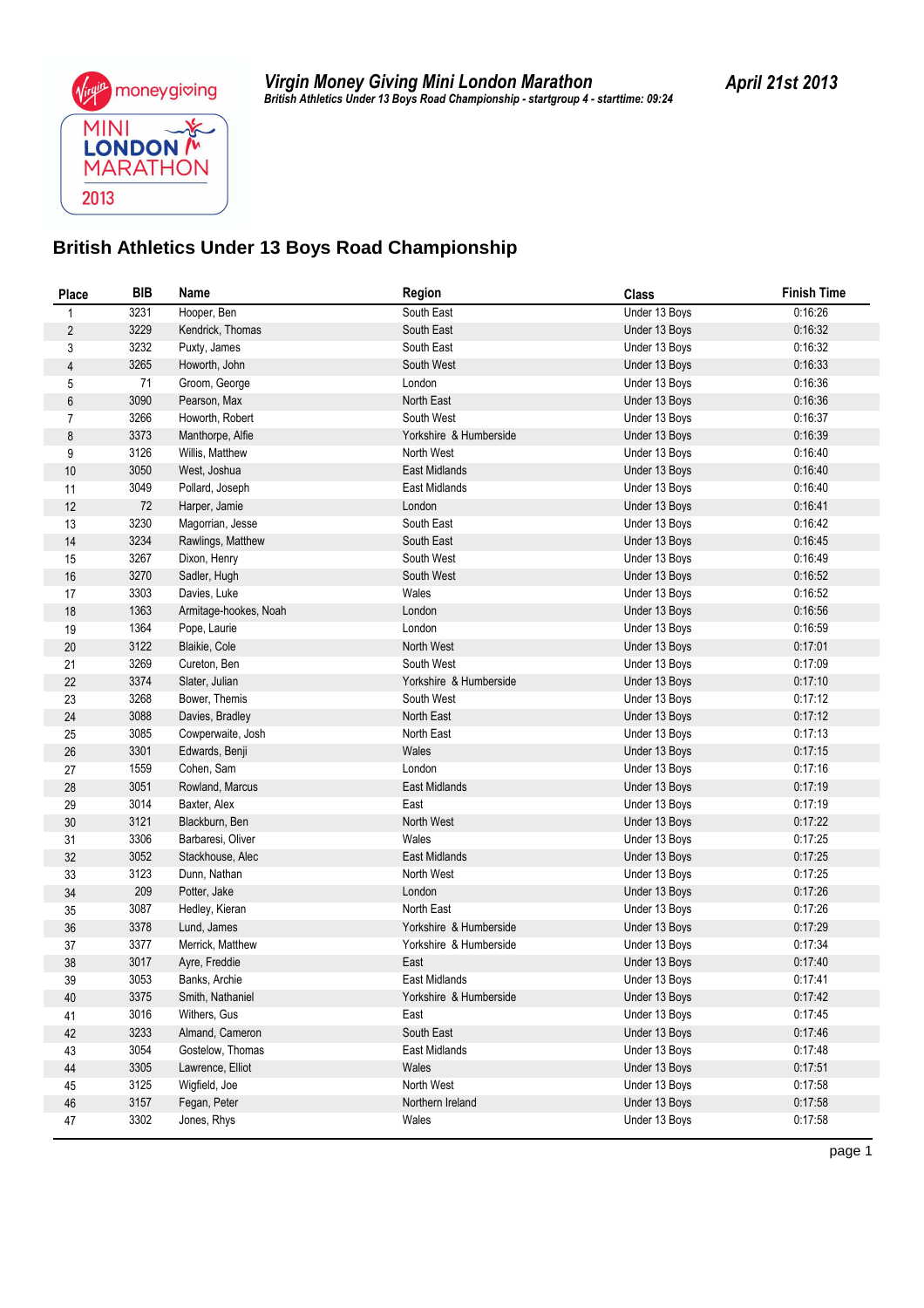**Virgin Money Giving Mini London Marathon**

***British Athletics Under 13 Boys Road Championship - startgroup 4 - starttime: 09:24***

**April 21st 2013**

## British Athletics Under 13 Boys Road Championship

| Place | BIB | Name | Region | Class | Finish Time |
|---|---|---|---|---|---|
| 1 | 3231 | Hooper, Ben | South East | Under 13 Boys | 0:16:26 |
| 2 | 3229 | Kendrick, Thomas | South East | Under 13 Boys | 0:16:32 |
| 3 | 3232 | Puxty, James | South East | Under 13 Boys | 0:16:32 |
| 4 | 3265 | Howorth, John | South West | Under 13 Boys | 0:16:33 |
| 5 | 71 | Groom, George | London | Under 13 Boys | 0:16:36 |
| 6 | 3090 | Pearson, Max | North East | Under 13 Boys | 0:16:36 |
| 7 | 3266 | Howorth, Robert | South West | Under 13 Boys | 0:16:37 |
| 8 | 3373 | Manthorpe, Alfie | Yorkshire & Humberside | Under 13 Boys | 0:16:39 |
| 9 | 3126 | Willis, Matthew | North West | Under 13 Boys | 0:16:40 |
| 10 | 3050 | West, Joshua | East Midlands | Under 13 Boys | 0:16:40 |
| 11 | 3049 | Pollard, Joseph | East Midlands | Under 13 Boys | 0:16:40 |
| 12 | 72 | Harper, Jamie | London | Under 13 Boys | 0:16:41 |
| 13 | 3230 | Magorrian, Jesse | South East | Under 13 Boys | 0:16:42 |
| 14 | 3234 | Rawlings, Matthew | South East | Under 13 Boys | 0:16:45 |
| 15 | 3267 | Dixon, Henry | South West | Under 13 Boys | 0:16:49 |
| 16 | 3270 | Sadler, Hugh | South West | Under 13 Boys | 0:16:52 |
| 17 | 3303 | Davies, Luke | Wales | Under 13 Boys | 0:16:52 |
| 18 | 1363 | Armitage-hookes, Noah | London | Under 13 Boys | 0:16:56 |
| 19 | 1364 | Pope, Laurie | London | Under 13 Boys | 0:16:59 |
| 20 | 3122 | Blaikie, Cole | North West | Under 13 Boys | 0:17:01 |
| 21 | 3269 | Cureton, Ben | South West | Under 13 Boys | 0:17:09 |
| 22 | 3374 | Slater, Julian | Yorkshire & Humberside | Under 13 Boys | 0:17:10 |
| 23 | 3268 | Bower, Themis | South West | Under 13 Boys | 0:17:12 |
| 24 | 3088 | Davies, Bradley | North East | Under 13 Boys | 0:17:12 |
| 25 | 3085 | Cowperwaite, Josh | North East | Under 13 Boys | 0:17:13 |
| 26 | 3301 | Edwards, Benji | Wales | Under 13 Boys | 0:17:15 |
| 27 | 1559 | Cohen, Sam | London | Under 13 Boys | 0:17:16 |
| 28 | 3051 | Rowland, Marcus | East Midlands | Under 13 Boys | 0:17:19 |
| 29 | 3014 | Baxter, Alex | East | Under 13 Boys | 0:17:19 |
| 30 | 3121 | Blackburn, Ben | North West | Under 13 Boys | 0:17:22 |
| 31 | 3306 | Barbaresi, Oliver | Wales | Under 13 Boys | 0:17:25 |
| 32 | 3052 | Stackhouse, Alec | East Midlands | Under 13 Boys | 0:17:25 |
| 33 | 3123 | Dunn, Nathan | North West | Under 13 Boys | 0:17:25 |
| 34 | 209 | Potter, Jake | London | Under 13 Boys | 0:17:26 |
| 35 | 3087 | Hedley, Kieran | North East | Under 13 Boys | 0:17:26 |
| 36 | 3378 | Lund, James | Yorkshire & Humberside | Under 13 Boys | 0:17:29 |
| 37 | 3377 | Merrick, Matthew | Yorkshire & Humberside | Under 13 Boys | 0:17:34 |
| 38 | 3017 | Ayre, Freddie | East | Under 13 Boys | 0:17:40 |
| 39 | 3053 | Banks, Archie | East Midlands | Under 13 Boys | 0:17:41 |
| 40 | 3375 | Smith, Nathaniel | Yorkshire & Humberside | Under 13 Boys | 0:17:42 |
| 41 | 3016 | Withers, Gus | East | Under 13 Boys | 0:17:45 |
| 42 | 3233 | Almand, Cameron | South East | Under 13 Boys | 0:17:46 |
| 43 | 3054 | Gostelow, Thomas | East Midlands | Under 13 Boys | 0:17:48 |
| 44 | 3305 | Lawrence, Elliot | Wales | Under 13 Boys | 0:17:51 |
| 45 | 3125 | Wigfield, Joe | North West | Under 13 Boys | 0:17:58 |
| 46 | 3157 | Fegan, Peter | Northern Ireland | Under 13 Boys | 0:17:58 |
| 47 | 3302 | Jones, Rhys | Wales | Under 13 Boys | 0:17:58 |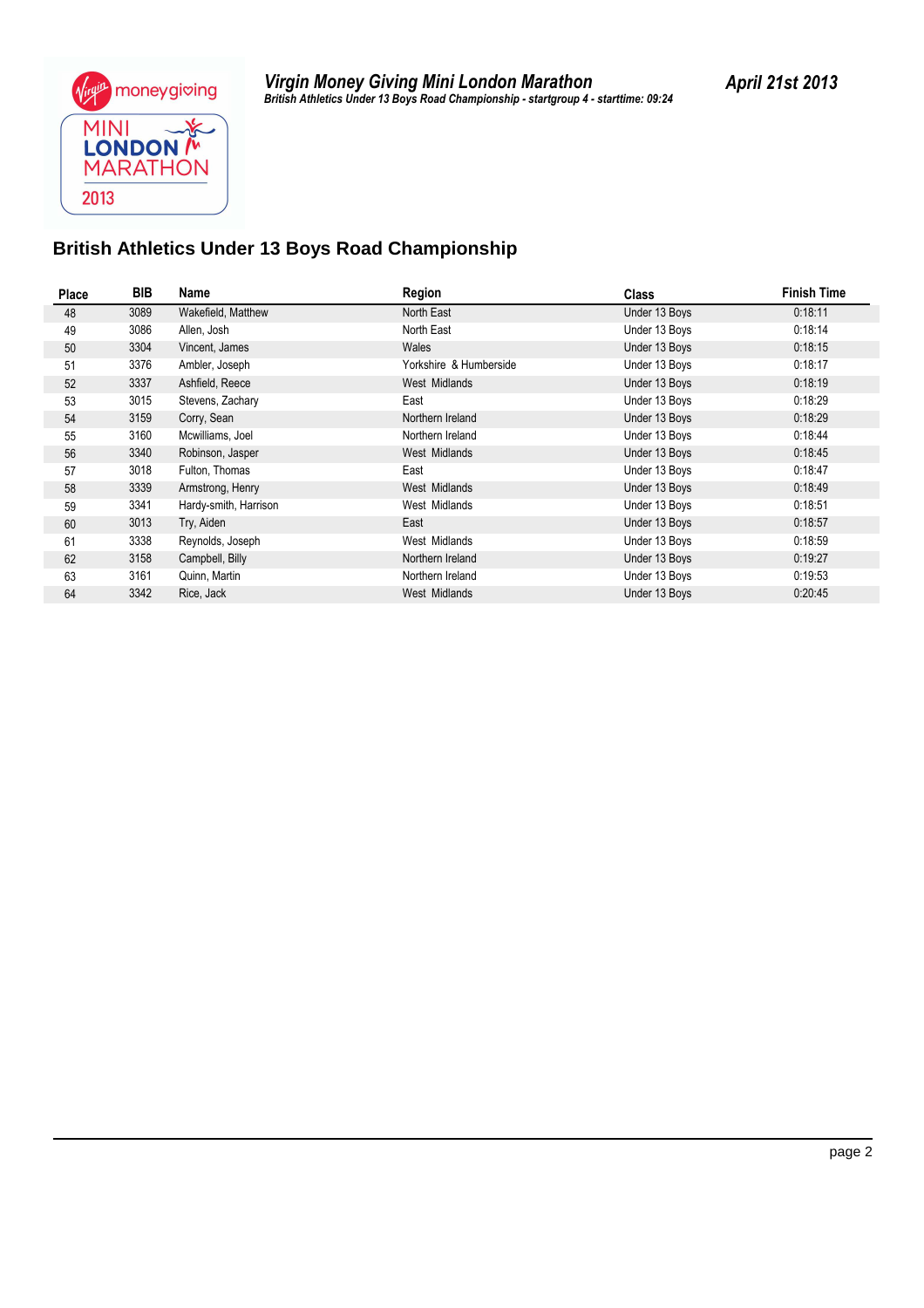## British Athletics Under 13 Boys Road Championship

| Place | BIB | Name | Region | Class | Finish Time |
|---|---|---|---|---|---|
| 48 | 3089 | Wakefield, Matthew | North East | Under 13 Boys | 0:18:11 |
| 49 | 3086 | Allen, Josh | North East | Under 13 Boys | 0:18:14 |
| 50 | 3304 | Vincent, James | Wales | Under 13 Boys | 0:18:15 |
| 51 | 3376 | Ambler, Joseph | Yorkshire & Humberside | Under 13 Boys | 0:18:17 |
| 52 | 3337 | Ashfield, Reece | West Midlands | Under 13 Boys | 0:18:19 |
| 53 | 3015 | Stevens, Zachary | East | Under 13 Boys | 0:18:29 |
| 54 | 3159 | Corry, Sean | Northern Ireland | Under 13 Boys | 0:18:29 |
| 55 | 3160 | Mcwilliams, Joel | Northern Ireland | Under 13 Boys | 0:18:44 |
| 56 | 3340 | Robinson, Jasper | West Midlands | Under 13 Boys | 0:18:45 |
| 57 | 3018 | Fulton, Thomas | East | Under 13 Boys | 0:18:47 |
| 58 | 3339 | Armstrong, Henry | West Midlands | Under 13 Boys | 0:18:49 |
| 59 | 3341 | Hardy-smith, Harrison | West Midlands | Under 13 Boys | 0:18:51 |
| 60 | 3013 | Try, Aiden | East | Under 13 Boys | 0:18:57 |
| 61 | 3338 | Reynolds, Joseph | West Midlands | Under 13 Boys | 0:18:59 |
| 62 | 3158 | Campbell, Billy | Northern Ireland | Under 13 Boys | 0:19:27 |
| 63 | 3161 | Quinn, Martin | Northern Ireland | Under 13 Boys | 0:19:53 |
| 64 | 3342 | Rice, Jack | West Midlands | Under 13 Boys | 0:20:45 |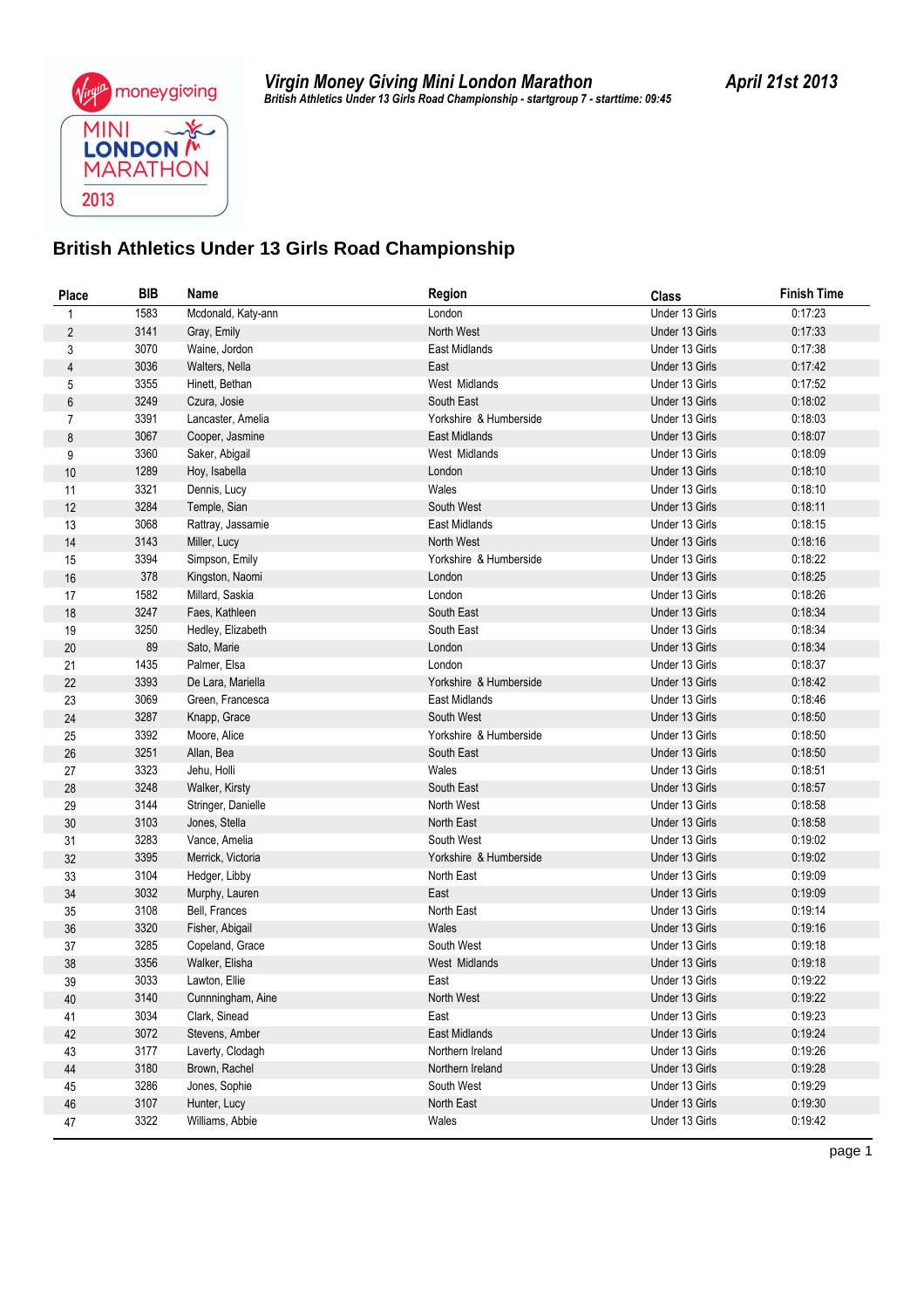**Virgin Money Giving Mini London Marathon** **April 21st 2013**

*British Athletics Under 13 Girls Road Championship - startgroup 7 - starttime: 09:45*

## British Athletics Under 13 Girls Road Championship

| Place | BIB | Name | Region | Class | Finish Time |
|---|---|---|---|---|---|
| 1 | 1583 | Mcdonald, Katy-ann | London | Under 13 Girls | 0:17:23 |
| 2 | 3141 | Gray, Emily | North West | Under 13 Girls | 0:17:33 |
| 3 | 3070 | Waine, Jordon | East Midlands | Under 13 Girls | 0:17:38 |
| 4 | 3036 | Walters, Nella | East | Under 13 Girls | 0:17:42 |
| 5 | 3355 | Hinett, Bethan | West Midlands | Under 13 Girls | 0:17:52 |
| 6 | 3249 | Czura, Josie | South East | Under 13 Girls | 0:18:02 |
| 7 | 3391 | Lancaster, Amelia | Yorkshire & Humberside | Under 13 Girls | 0:18:03 |
| 8 | 3067 | Cooper, Jasmine | East Midlands | Under 13 Girls | 0:18:07 |
| 9 | 3360 | Saker, Abigail | West Midlands | Under 13 Girls | 0:18:09 |
| 10 | 1289 | Hoy, Isabella | London | Under 13 Girls | 0:18:10 |
| 11 | 3321 | Dennis, Lucy | Wales | Under 13 Girls | 0:18:10 |
| 12 | 3284 | Temple, Sian | South West | Under 13 Girls | 0:18:11 |
| 13 | 3068 | Rattray, Jassamie | East Midlands | Under 13 Girls | 0:18:15 |
| 14 | 3143 | Miller, Lucy | North West | Under 13 Girls | 0:18:16 |
| 15 | 3394 | Simpson, Emily | Yorkshire & Humberside | Under 13 Girls | 0:18:22 |
| 16 | 378 | Kingston, Naomi | London | Under 13 Girls | 0:18:25 |
| 17 | 1582 | Millard, Saskia | London | Under 13 Girls | 0:18:26 |
| 18 | 3247 | Faes, Kathleen | South East | Under 13 Girls | 0:18:34 |
| 19 | 3250 | Hedley, Elizabeth | South East | Under 13 Girls | 0:18:34 |
| 20 | 89 | Sato, Marie | London | Under 13 Girls | 0:18:34 |
| 21 | 1435 | Palmer, Elsa | London | Under 13 Girls | 0:18:37 |
| 22 | 3393 | De Lara, Mariella | Yorkshire & Humberside | Under 13 Girls | 0:18:42 |
| 23 | 3069 | Green, Francesca | East Midlands | Under 13 Girls | 0:18:46 |
| 24 | 3287 | Knapp, Grace | South West | Under 13 Girls | 0:18:50 |
| 25 | 3392 | Moore, Alice | Yorkshire & Humberside | Under 13 Girls | 0:18:50 |
| 26 | 3251 | Allan, Bea | South East | Under 13 Girls | 0:18:50 |
| 27 | 3323 | Jehu, Holli | Wales | Under 13 Girls | 0:18:51 |
| 28 | 3248 | Walker, Kirsty | South East | Under 13 Girls | 0:18:57 |
| 29 | 3144 | Stringer, Danielle | North West | Under 13 Girls | 0:18:58 |
| 30 | 3103 | Jones, Stella | North East | Under 13 Girls | 0:18:58 |
| 31 | 3283 | Vance, Amelia | South West | Under 13 Girls | 0:19:02 |
| 32 | 3395 | Merrick, Victoria | Yorkshire & Humberside | Under 13 Girls | 0:19:02 |
| 33 | 3104 | Hedger, Libby | North East | Under 13 Girls | 0:19:09 |
| 34 | 3032 | Murphy, Lauren | East | Under 13 Girls | 0:19:09 |
| 35 | 3108 | Bell, Frances | North East | Under 13 Girls | 0:19:14 |
| 36 | 3320 | Fisher, Abigail | Wales | Under 13 Girls | 0:19:16 |
| 37 | 3285 | Copeland, Grace | South West | Under 13 Girls | 0:19:18 |
| 38 | 3356 | Walker, Elisha | West Midlands | Under 13 Girls | 0:19:18 |
| 39 | 3033 | Lawton, Ellie | East | Under 13 Girls | 0:19:22 |
| 40 | 3140 | Cunnningham, Aine | North West | Under 13 Girls | 0:19:22 |
| 41 | 3034 | Clark, Sinead | East | Under 13 Girls | 0:19:23 |
| 42 | 3072 | Stevens, Amber | East Midlands | Under 13 Girls | 0:19:24 |
| 43 | 3177 | Laverty, Clodagh | Northern Ireland | Under 13 Girls | 0:19:26 |
| 44 | 3180 | Brown, Rachel | Northern Ireland | Under 13 Girls | 0:19:28 |
| 45 | 3286 | Jones, Sophie | South West | Under 13 Girls | 0:19:29 |
| 46 | 3107 | Hunter, Lucy | North East | Under 13 Girls | 0:19:30 |
| 47 | 3322 | Williams, Abbie | Wales | Under 13 Girls | 0:19:42 |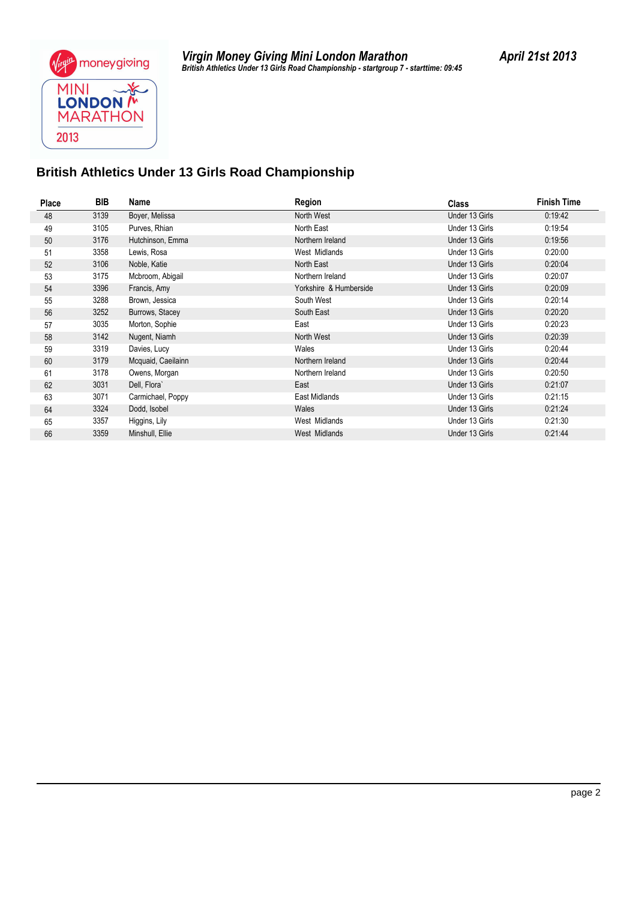## Virgin Money Giving Mini London Marathon

*British Athletics Under 13 Girls Road Championship - startgroup 7 - starttime: 09:45*

**April 21st 2013**

# British Athletics Under 13 Girls Road Championship

| Place | BIB | Name | Region | Class | Finish Time |
|---|---|---|---|---|---|
| 48 | 3139 | Boyer, Melissa | North West | Under 13 Girls | 0:19:42 |
| 49 | 3105 | Purves, Rhian | North East | Under 13 Girls | 0:19:54 |
| 50 | 3176 | Hutchinson, Emma | Northern Ireland | Under 13 Girls | 0:19:56 |
| 51 | 3358 | Lewis, Rosa | West Midlands | Under 13 Girls | 0:20:00 |
| 52 | 3106 | Noble, Katie | North East | Under 13 Girls | 0:20:04 |
| 53 | 3175 | Mcbroom, Abigail | Northern Ireland | Under 13 Girls | 0:20:07 |
| 54 | 3396 | Francis, Amy | Yorkshire & Humberside | Under 13 Girls | 0:20:09 |
| 55 | 3288 | Brown, Jessica | South West | Under 13 Girls | 0:20:14 |
| 56 | 3252 | Burrows, Stacey | South East | Under 13 Girls | 0:20:20 |
| 57 | 3035 | Morton, Sophie | East | Under 13 Girls | 0:20:23 |
| 58 | 3142 | Nugent, Niamh | North West | Under 13 Girls | 0:20:39 |
| 59 | 3319 | Davies, Lucy | Wales | Under 13 Girls | 0:20:44 |
| 60 | 3179 | Mcquaid, Caeilainn | Northern Ireland | Under 13 Girls | 0:20:44 |
| 61 | 3178 | Owens, Morgan | Northern Ireland | Under 13 Girls | 0:20:50 |
| 62 | 3031 | Dell, Flora` | East | Under 13 Girls | 0:21:07 |
| 63 | 3071 | Carmichael, Poppy | East Midlands | Under 13 Girls | 0:21:15 |
| 64 | 3324 | Dodd, Isobel | Wales | Under 13 Girls | 0:21:24 |
| 65 | 3357 | Higgins, Lily | West Midlands | Under 13 Girls | 0:21:30 |
| 66 | 3359 | Minshull, Ellie | West Midlands | Under 13 Girls | 0:21:44 |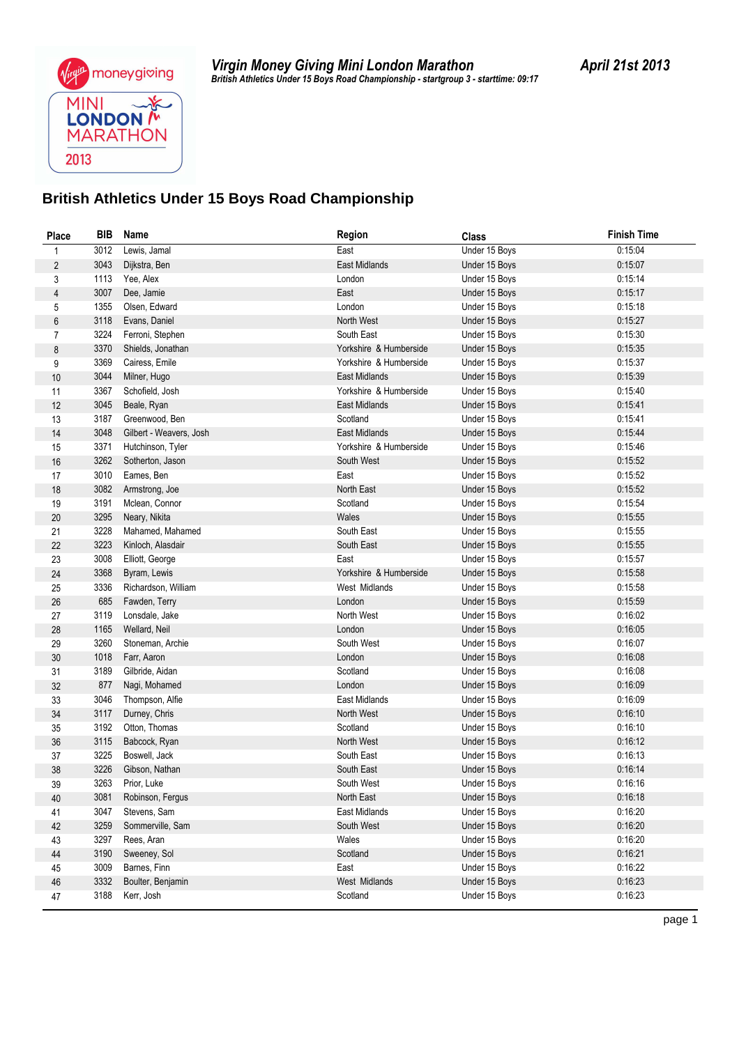**Virgin Money Giving Mini London Marathon** — **April 21st 2013**

*British Athletics Under 15 Boys Road Championship - startgroup 3 - starttime: 09:17*

## British Athletics Under 15 Boys Road Championship

| Place | BIB | Name | Region | Class | Finish Time |
|---|---|---|---|---|---|
| 1 | 3012 | Lewis, Jamal | East | Under 15 Boys | 0:15:04 |
| 2 | 3043 | Dijkstra, Ben | East Midlands | Under 15 Boys | 0:15:07 |
| 3 | 1113 | Yee, Alex | London | Under 15 Boys | 0:15:14 |
| 4 | 3007 | Dee, Jamie | East | Under 15 Boys | 0:15:17 |
| 5 | 1355 | Olsen, Edward | London | Under 15 Boys | 0:15:18 |
| 6 | 3118 | Evans, Daniel | North West | Under 15 Boys | 0:15:27 |
| 7 | 3224 | Ferroni, Stephen | South East | Under 15 Boys | 0:15:30 |
| 8 | 3370 | Shields, Jonathan | Yorkshire & Humberside | Under 15 Boys | 0:15:35 |
| 9 | 3369 | Cairess, Emile | Yorkshire & Humberside | Under 15 Boys | 0:15:37 |
| 10 | 3044 | Milner, Hugo | East Midlands | Under 15 Boys | 0:15:39 |
| 11 | 3367 | Schofield, Josh | Yorkshire & Humberside | Under 15 Boys | 0:15:40 |
| 12 | 3045 | Beale, Ryan | East Midlands | Under 15 Boys | 0:15:41 |
| 13 | 3187 | Greenwood, Ben | Scotland | Under 15 Boys | 0:15:41 |
| 14 | 3048 | Gilbert - Weavers, Josh | East Midlands | Under 15 Boys | 0:15:44 |
| 15 | 3371 | Hutchinson, Tyler | Yorkshire & Humberside | Under 15 Boys | 0:15:46 |
| 16 | 3262 | Sotherton, Jason | South West | Under 15 Boys | 0:15:52 |
| 17 | 3010 | Eames, Ben | East | Under 15 Boys | 0:15:52 |
| 18 | 3082 | Armstrong, Joe | North East | Under 15 Boys | 0:15:52 |
| 19 | 3191 | Mclean, Connor | Scotland | Under 15 Boys | 0:15:54 |
| 20 | 3295 | Neary, Nikita | Wales | Under 15 Boys | 0:15:55 |
| 21 | 3228 | Mahamed, Mahamed | South East | Under 15 Boys | 0:15:55 |
| 22 | 3223 | Kinloch, Alasdair | South East | Under 15 Boys | 0:15:55 |
| 23 | 3008 | Elliott, George | East | Under 15 Boys | 0:15:57 |
| 24 | 3368 | Byram, Lewis | Yorkshire & Humberside | Under 15 Boys | 0:15:58 |
| 25 | 3336 | Richardson, William | West Midlands | Under 15 Boys | 0:15:58 |
| 26 | 685 | Fawden, Terry | London | Under 15 Boys | 0:15:59 |
| 27 | 3119 | Lonsdale, Jake | North West | Under 15 Boys | 0:16:02 |
| 28 | 1165 | Wellard, Neil | London | Under 15 Boys | 0:16:05 |
| 29 | 3260 | Stoneman, Archie | South West | Under 15 Boys | 0:16:07 |
| 30 | 1018 | Farr, Aaron | London | Under 15 Boys | 0:16:08 |
| 31 | 3189 | Gilbride, Aidan | Scotland | Under 15 Boys | 0:16:08 |
| 32 | 877 | Nagi, Mohamed | London | Under 15 Boys | 0:16:09 |
| 33 | 3046 | Thompson, Alfie | East Midlands | Under 15 Boys | 0:16:09 |
| 34 | 3117 | Durney, Chris | North West | Under 15 Boys | 0:16:10 |
| 35 | 3192 | Otton, Thomas | Scotland | Under 15 Boys | 0:16:10 |
| 36 | 3115 | Babcock, Ryan | North West | Under 15 Boys | 0:16:12 |
| 37 | 3225 | Boswell, Jack | South East | Under 15 Boys | 0:16:13 |
| 38 | 3226 | Gibson, Nathan | South East | Under 15 Boys | 0:16:14 |
| 39 | 3263 | Prior, Luke | South West | Under 15 Boys | 0:16:16 |
| 40 | 3081 | Robinson, Fergus | North East | Under 15 Boys | 0:16:18 |
| 41 | 3047 | Stevens, Sam | East Midlands | Under 15 Boys | 0:16:20 |
| 42 | 3259 | Sommerville, Sam | South West | Under 15 Boys | 0:16:20 |
| 43 | 3297 | Rees, Aran | Wales | Under 15 Boys | 0:16:20 |
| 44 | 3190 | Sweeney, Sol | Scotland | Under 15 Boys | 0:16:21 |
| 45 | 3009 | Barnes, Finn | East | Under 15 Boys | 0:16:22 |
| 46 | 3332 | Boulter, Benjamin | West Midlands | Under 15 Boys | 0:16:23 |
| 47 | 3188 | Kerr, Josh | Scotland | Under 15 Boys | 0:16:23 |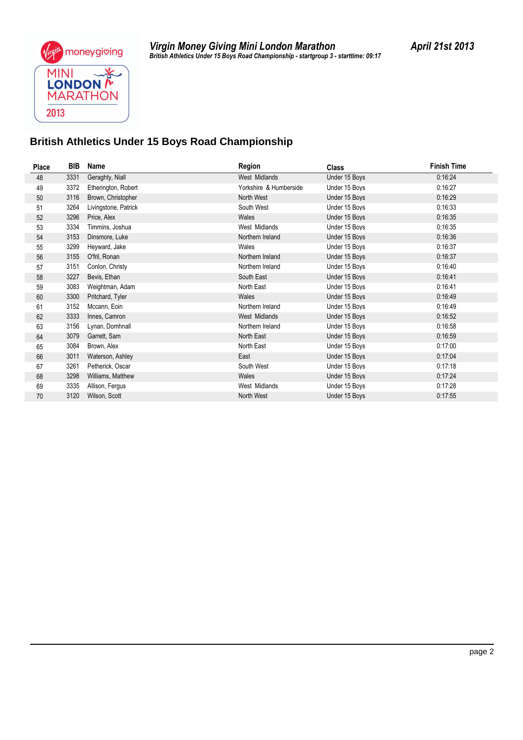**Virgin Money Giving Mini London Marathon**
*British Athletics Under 15 Boys Road Championship - startgroup 3 - starttime: 09:17*

**April 21st 2013**

## British Athletics Under 15 Boys Road Championship

| Place | BIB | Name | Region | Class | Finish Time |
|---|---|---|---|---|---|
| 48 | 3331 | Geraghty, Niall | West Midlands | Under 15 Boys | 0:16:24 |
| 49 | 3372 | Etherington, Robert | Yorkshire & Humberside | Under 15 Boys | 0:16:27 |
| 50 | 3116 | Brown, Christopher | North West | Under 15 Boys | 0:16:29 |
| 51 | 3264 | Livingstone, Patrick | South West | Under 15 Boys | 0:16:33 |
| 52 | 3296 | Price, Alex | Wales | Under 15 Boys | 0:16:35 |
| 53 | 3334 | Timmins, Joshua | West Midlands | Under 15 Boys | 0:16:35 |
| 54 | 3153 | Dinsmore, Luke | Northern Ireland | Under 15 Boys | 0:16:36 |
| 55 | 3299 | Heyward, Jake | Wales | Under 15 Boys | 0:16:37 |
| 56 | 3155 | O'fril, Ronan | Northern Ireland | Under 15 Boys | 0:16:37 |
| 57 | 3151 | Conlon, Christy | Northern Ireland | Under 15 Boys | 0:16:40 |
| 58 | 3227 | Bevis, Ethan | South East | Under 15 Boys | 0:16:41 |
| 59 | 3083 | Weightman, Adam | North East | Under 15 Boys | 0:16:41 |
| 60 | 3300 | Pritchard, Tyler | Wales | Under 15 Boys | 0:16:49 |
| 61 | 3152 | Mccann, Eoin | Northern Ireland | Under 15 Boys | 0:16:49 |
| 62 | 3333 | Innes, Camron | West Midlands | Under 15 Boys | 0:16:52 |
| 63 | 3156 | Lynan, Domhnall | Northern Ireland | Under 15 Boys | 0:16:58 |
| 64 | 3079 | Garrett, Sam | North East | Under 15 Boys | 0:16:59 |
| 65 | 3084 | Brown, Alex | North East | Under 15 Boys | 0:17:00 |
| 66 | 3011 | Waterson, Ashley | East | Under 15 Boys | 0:17:04 |
| 67 | 3261 | Petherick, Oscar | South West | Under 15 Boys | 0:17:18 |
| 68 | 3298 | Williams, Matthew | Wales | Under 15 Boys | 0:17:24 |
| 69 | 3335 | Allison, Fergus | West Midlands | Under 15 Boys | 0:17:28 |
| 70 | 3120 | Wilson, Scott | North West | Under 15 Boys | 0:17:55 |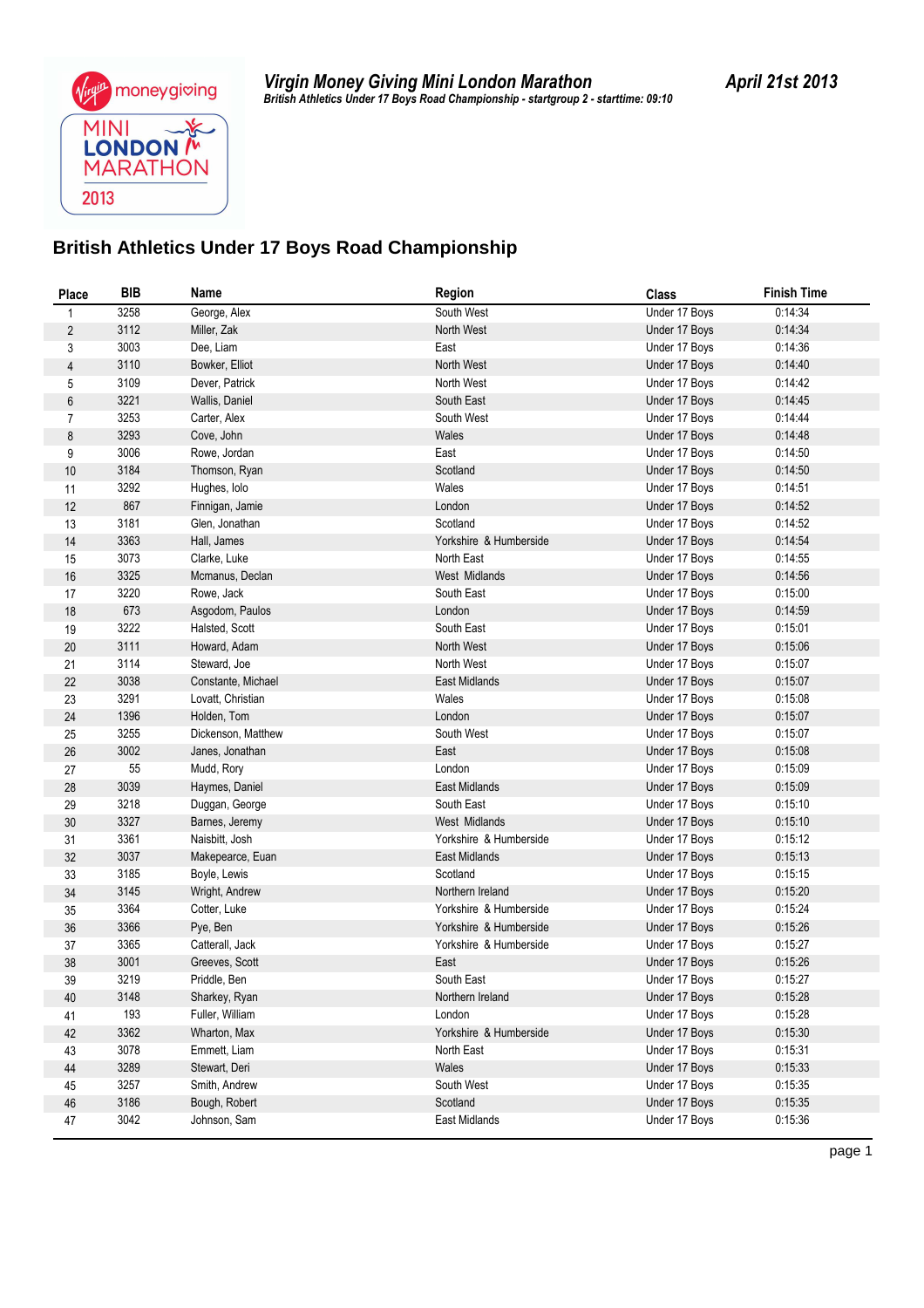**Virgin Money Giving Mini London Marathon** **April 21st 2013**

*British Athletics Under 17 Boys Road Championship - startgroup 2 - starttime: 09:10*

# British Athletics Under 17 Boys Road Championship

| Place | BIB | Name | Region | Class | Finish Time |
|---|---|---|---|---|---|
| 1 | 3258 | George, Alex | South West | Under 17 Boys | 0:14:34 |
| 2 | 3112 | Miller, Zak | North West | Under 17 Boys | 0:14:34 |
| 3 | 3003 | Dee, Liam | East | Under 17 Boys | 0:14:36 |
| 4 | 3110 | Bowker, Elliot | North West | Under 17 Boys | 0:14:40 |
| 5 | 3109 | Dever, Patrick | North West | Under 17 Boys | 0:14:42 |
| 6 | 3221 | Wallis, Daniel | South East | Under 17 Boys | 0:14:45 |
| 7 | 3253 | Carter, Alex | South West | Under 17 Boys | 0:14:44 |
| 8 | 3293 | Cove, John | Wales | Under 17 Boys | 0:14:48 |
| 9 | 3006 | Rowe, Jordan | East | Under 17 Boys | 0:14:50 |
| 10 | 3184 | Thomson, Ryan | Scotland | Under 17 Boys | 0:14:50 |
| 11 | 3292 | Hughes, Iolo | Wales | Under 17 Boys | 0:14:51 |
| 12 | 867 | Finnigan, Jamie | London | Under 17 Boys | 0:14:52 |
| 13 | 3181 | Glen, Jonathan | Scotland | Under 17 Boys | 0:14:52 |
| 14 | 3363 | Hall, James | Yorkshire & Humberside | Under 17 Boys | 0:14:54 |
| 15 | 3073 | Clarke, Luke | North East | Under 17 Boys | 0:14:55 |
| 16 | 3325 | Mcmanus, Declan | West Midlands | Under 17 Boys | 0:14:56 |
| 17 | 3220 | Rowe, Jack | South East | Under 17 Boys | 0:15:00 |
| 18 | 673 | Asgodom, Paulos | London | Under 17 Boys | 0:14:59 |
| 19 | 3222 | Halsted, Scott | South East | Under 17 Boys | 0:15:01 |
| 20 | 3111 | Howard, Adam | North West | Under 17 Boys | 0:15:06 |
| 21 | 3114 | Steward, Joe | North West | Under 17 Boys | 0:15:07 |
| 22 | 3038 | Constante, Michael | East Midlands | Under 17 Boys | 0:15:07 |
| 23 | 3291 | Lovatt, Christian | Wales | Under 17 Boys | 0:15:08 |
| 24 | 1396 | Holden, Tom | London | Under 17 Boys | 0:15:07 |
| 25 | 3255 | Dickenson, Matthew | South West | Under 17 Boys | 0:15:07 |
| 26 | 3002 | Janes, Jonathan | East | Under 17 Boys | 0:15:08 |
| 27 | 55 | Mudd, Rory | London | Under 17 Boys | 0:15:09 |
| 28 | 3039 | Haymes, Daniel | East Midlands | Under 17 Boys | 0:15:09 |
| 29 | 3218 | Duggan, George | South East | Under 17 Boys | 0:15:10 |
| 30 | 3327 | Barnes, Jeremy | West Midlands | Under 17 Boys | 0:15:10 |
| 31 | 3361 | Naisbitt, Josh | Yorkshire & Humberside | Under 17 Boys | 0:15:12 |
| 32 | 3037 | Makepearce, Euan | East Midlands | Under 17 Boys | 0:15:13 |
| 33 | 3185 | Boyle, Lewis | Scotland | Under 17 Boys | 0:15:15 |
| 34 | 3145 | Wright, Andrew | Northern Ireland | Under 17 Boys | 0:15:20 |
| 35 | 3364 | Cotter, Luke | Yorkshire & Humberside | Under 17 Boys | 0:15:24 |
| 36 | 3366 | Pye, Ben | Yorkshire & Humberside | Under 17 Boys | 0:15:26 |
| 37 | 3365 | Catterall, Jack | Yorkshire & Humberside | Under 17 Boys | 0:15:27 |
| 38 | 3001 | Greeves, Scott | East | Under 17 Boys | 0:15:26 |
| 39 | 3219 | Priddle, Ben | South East | Under 17 Boys | 0:15:27 |
| 40 | 3148 | Sharkey, Ryan | Northern Ireland | Under 17 Boys | 0:15:28 |
| 41 | 193 | Fuller, William | London | Under 17 Boys | 0:15:28 |
| 42 | 3362 | Wharton, Max | Yorkshire & Humberside | Under 17 Boys | 0:15:30 |
| 43 | 3078 | Emmett, Liam | North East | Under 17 Boys | 0:15:31 |
| 44 | 3289 | Stewart, Deri | Wales | Under 17 Boys | 0:15:33 |
| 45 | 3257 | Smith, Andrew | South West | Under 17 Boys | 0:15:35 |
| 46 | 3186 | Bough, Robert | Scotland | Under 17 Boys | 0:15:35 |
| 47 | 3042 | Johnson, Sam | East Midlands | Under 17 Boys | 0:15:36 |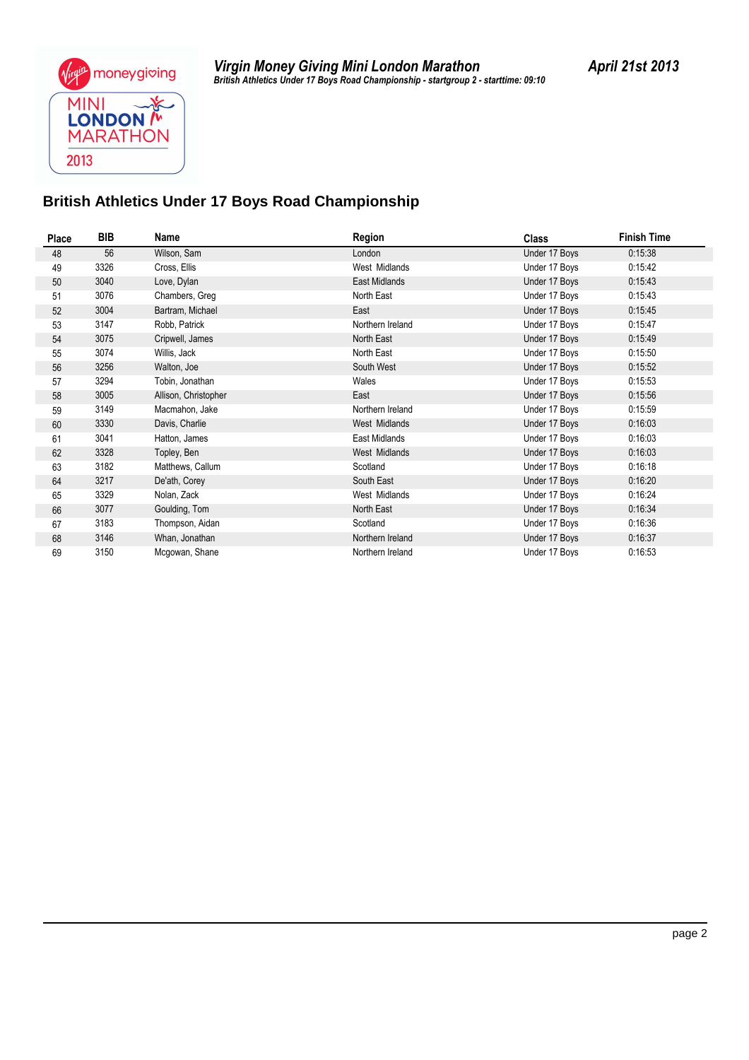**Virgin Money Giving Mini London Marathon**
*British Athletics Under 17 Boys Road Championship - startgroup 2 - starttime: 09:10*

**April 21st 2013**

## British Athletics Under 17 Boys Road Championship

| Place | BIB | Name | Region | Class | Finish Time |
|---|---|---|---|---|---|
| 48 | 56 | Wilson, Sam | London | Under 17 Boys | 0:15:38 |
| 49 | 3326 | Cross, Ellis | West Midlands | Under 17 Boys | 0:15:42 |
| 50 | 3040 | Love, Dylan | East Midlands | Under 17 Boys | 0:15:43 |
| 51 | 3076 | Chambers, Greg | North East | Under 17 Boys | 0:15:43 |
| 52 | 3004 | Bartram, Michael | East | Under 17 Boys | 0:15:45 |
| 53 | 3147 | Robb, Patrick | Northern Ireland | Under 17 Boys | 0:15:47 |
| 54 | 3075 | Cripwell, James | North East | Under 17 Boys | 0:15:49 |
| 55 | 3074 | Willis, Jack | North East | Under 17 Boys | 0:15:50 |
| 56 | 3256 | Walton, Joe | South West | Under 17 Boys | 0:15:52 |
| 57 | 3294 | Tobin, Jonathan | Wales | Under 17 Boys | 0:15:53 |
| 58 | 3005 | Allison, Christopher | East | Under 17 Boys | 0:15:56 |
| 59 | 3149 | Macmahon, Jake | Northern Ireland | Under 17 Boys | 0:15:59 |
| 60 | 3330 | Davis, Charlie | West Midlands | Under 17 Boys | 0:16:03 |
| 61 | 3041 | Hatton, James | East Midlands | Under 17 Boys | 0:16:03 |
| 62 | 3328 | Topley, Ben | West Midlands | Under 17 Boys | 0:16:03 |
| 63 | 3182 | Matthews, Callum | Scotland | Under 17 Boys | 0:16:18 |
| 64 | 3217 | De'ath, Corey | South East | Under 17 Boys | 0:16:20 |
| 65 | 3329 | Nolan, Zack | West Midlands | Under 17 Boys | 0:16:24 |
| 66 | 3077 | Goulding, Tom | North East | Under 17 Boys | 0:16:34 |
| 67 | 3183 | Thompson, Aidan | Scotland | Under 17 Boys | 0:16:36 |
| 68 | 3146 | Whan, Jonathan | Northern Ireland | Under 17 Boys | 0:16:37 |
| 69 | 3150 | Mcgowan, Shane | Northern Ireland | Under 17 Boys | 0:16:53 |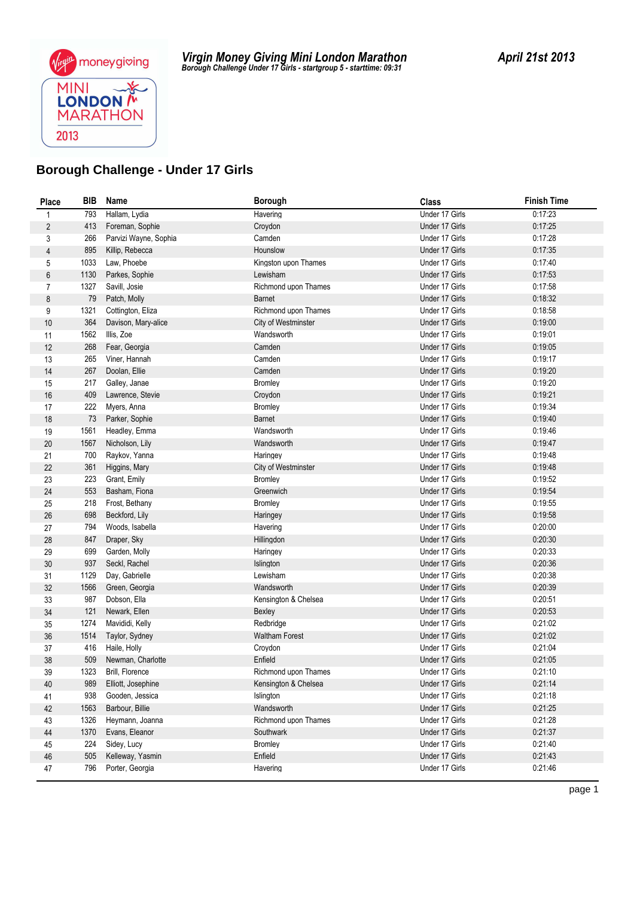**Virgin Money Giving Mini London Marathon**
*Borough Challenge Under 17 Girls - startgroup 5 - starttime: 09:31*

**April 21st 2013**

## Borough Challenge - Under 17 Girls

| Place | BIB | Name | Borough | Class | Finish Time |
|---|---|---|---|---|---|
| 1 | 793 | Hallam, Lydia | Havering | Under 17 Girls | 0:17:23 |
| 2 | 413 | Foreman, Sophie | Croydon | Under 17 Girls | 0:17:25 |
| 3 | 266 | Parvizi Wayne, Sophia | Camden | Under 17 Girls | 0:17:28 |
| 4 | 895 | Killip, Rebecca | Hounslow | Under 17 Girls | 0:17:35 |
| 5 | 1033 | Law, Phoebe | Kingston upon Thames | Under 17 Girls | 0:17:40 |
| 6 | 1130 | Parkes, Sophie | Lewisham | Under 17 Girls | 0:17:53 |
| 7 | 1327 | Savill, Josie | Richmond upon Thames | Under 17 Girls | 0:17:58 |
| 8 | 79 | Patch, Molly | Barnet | Under 17 Girls | 0:18:32 |
| 9 | 1321 | Cottington, Eliza | Richmond upon Thames | Under 17 Girls | 0:18:58 |
| 10 | 364 | Davison, Mary-alice | City of Westminster | Under 17 Girls | 0:19:00 |
| 11 | 1562 | Illis, Zoe | Wandsworth | Under 17 Girls | 0:19:01 |
| 12 | 268 | Fear, Georgia | Camden | Under 17 Girls | 0:19:05 |
| 13 | 265 | Viner, Hannah | Camden | Under 17 Girls | 0:19:17 |
| 14 | 267 | Doolan, Ellie | Camden | Under 17 Girls | 0:19:20 |
| 15 | 217 | Galley, Janae | Bromley | Under 17 Girls | 0:19:20 |
| 16 | 409 | Lawrence, Stevie | Croydon | Under 17 Girls | 0:19:21 |
| 17 | 222 | Myers, Anna | Bromley | Under 17 Girls | 0:19:34 |
| 18 | 73 | Parker, Sophie | Barnet | Under 17 Girls | 0:19:40 |
| 19 | 1561 | Headley, Emma | Wandsworth | Under 17 Girls | 0:19:46 |
| 20 | 1567 | Nicholson, Lily | Wandsworth | Under 17 Girls | 0:19:47 |
| 21 | 700 | Raykov, Yanna | Haringey | Under 17 Girls | 0:19:48 |
| 22 | 361 | Higgins, Mary | City of Westminster | Under 17 Girls | 0:19:48 |
| 23 | 223 | Grant, Emily | Bromley | Under 17 Girls | 0:19:52 |
| 24 | 553 | Basham, Fiona | Greenwich | Under 17 Girls | 0:19:54 |
| 25 | 218 | Frost, Bethany | Bromley | Under 17 Girls | 0:19:55 |
| 26 | 698 | Beckford, Lily | Haringey | Under 17 Girls | 0:19:58 |
| 27 | 794 | Woods, Isabella | Havering | Under 17 Girls | 0:20:00 |
| 28 | 847 | Draper, Sky | Hillingdon | Under 17 Girls | 0:20:30 |
| 29 | 699 | Garden, Molly | Haringey | Under 17 Girls | 0:20:33 |
| 30 | 937 | Seckl, Rachel | Islington | Under 17 Girls | 0:20:36 |
| 31 | 1129 | Day, Gabrielle | Lewisham | Under 17 Girls | 0:20:38 |
| 32 | 1566 | Green, Georgia | Wandsworth | Under 17 Girls | 0:20:39 |
| 33 | 987 | Dobson, Ella | Kensington & Chelsea | Under 17 Girls | 0:20:51 |
| 34 | 121 | Newark, Ellen | Bexley | Under 17 Girls | 0:20:53 |
| 35 | 1274 | Mavididi, Kelly | Redbridge | Under 17 Girls | 0:21:02 |
| 36 | 1514 | Taylor, Sydney | Waltham Forest | Under 17 Girls | 0:21:02 |
| 37 | 416 | Haile, Holly | Croydon | Under 17 Girls | 0:21:04 |
| 38 | 509 | Newman, Charlotte | Enfield | Under 17 Girls | 0:21:05 |
| 39 | 1323 | Brill, Florence | Richmond upon Thames | Under 17 Girls | 0:21:10 |
| 40 | 989 | Elliott, Josephine | Kensington & Chelsea | Under 17 Girls | 0:21:14 |
| 41 | 938 | Gooden, Jessica | Islington | Under 17 Girls | 0:21:18 |
| 42 | 1563 | Barbour, Billie | Wandsworth | Under 17 Girls | 0:21:25 |
| 43 | 1326 | Heymann, Joanna | Richmond upon Thames | Under 17 Girls | 0:21:28 |
| 44 | 1370 | Evans, Eleanor | Southwark | Under 17 Girls | 0:21:37 |
| 45 | 224 | Sidey, Lucy | Bromley | Under 17 Girls | 0:21:40 |
| 46 | 505 | Kelleway, Yasmin | Enfield | Under 17 Girls | 0:21:43 |
| 47 | 796 | Porter, Georgia | Havering | Under 17 Girls | 0:21:46 |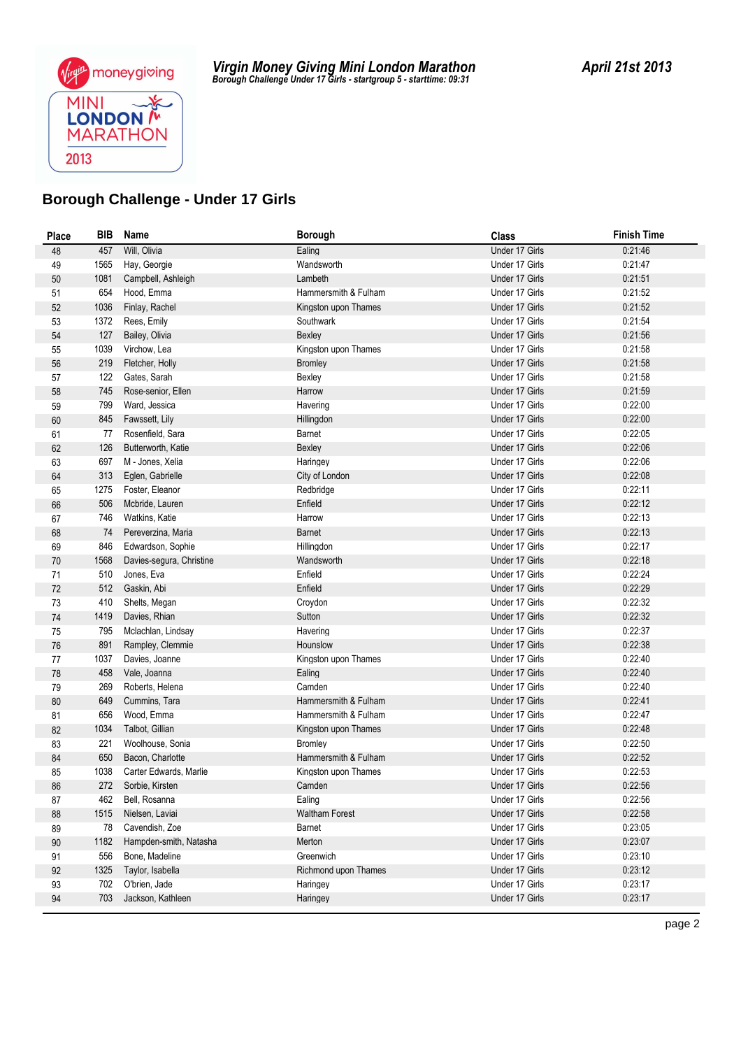# Virgin Money Giving Mini London Marathon

*Borough Challenge Under 17 Girls - startgroup 5 - starttime: 09:31*

***April 21st 2013***

## Borough Challenge - Under 17 Girls

| Place | BIB | Name | Borough | Class | Finish Time |
|---|---|---|---|---|---|
| 48 | 457 | Will, Olivia | Ealing | Under 17 Girls | 0:21:46 |
| 49 | 1565 | Hay, Georgie | Wandsworth | Under 17 Girls | 0:21:47 |
| 50 | 1081 | Campbell, Ashleigh | Lambeth | Under 17 Girls | 0:21:51 |
| 51 | 654 | Hood, Emma | Hammersmith & Fulham | Under 17 Girls | 0:21:52 |
| 52 | 1036 | Finlay, Rachel | Kingston upon Thames | Under 17 Girls | 0:21:52 |
| 53 | 1372 | Rees, Emily | Southwark | Under 17 Girls | 0:21:54 |
| 54 | 127 | Bailey, Olivia | Bexley | Under 17 Girls | 0:21:56 |
| 55 | 1039 | Virchow, Lea | Kingston upon Thames | Under 17 Girls | 0:21:58 |
| 56 | 219 | Fletcher, Holly | Bromley | Under 17 Girls | 0:21:58 |
| 57 | 122 | Gates, Sarah | Bexley | Under 17 Girls | 0:21:58 |
| 58 | 745 | Rose-senior, Ellen | Harrow | Under 17 Girls | 0:21:59 |
| 59 | 799 | Ward, Jessica | Havering | Under 17 Girls | 0:22:00 |
| 60 | 845 | Fawssett, Lily | Hillingdon | Under 17 Girls | 0:22:00 |
| 61 | 77 | Rosenfield, Sara | Barnet | Under 17 Girls | 0:22:05 |
| 62 | 126 | Butterworth, Katie | Bexley | Under 17 Girls | 0:22:06 |
| 63 | 697 | M - Jones, Xelia | Haringey | Under 17 Girls | 0:22:06 |
| 64 | 313 | Eglen, Gabrielle | City of London | Under 17 Girls | 0:22:08 |
| 65 | 1275 | Foster, Eleanor | Redbridge | Under 17 Girls | 0:22:11 |
| 66 | 506 | Mcbride, Lauren | Enfield | Under 17 Girls | 0:22:12 |
| 67 | 746 | Watkins, Katie | Harrow | Under 17 Girls | 0:22:13 |
| 68 | 74 | Pereverzina, Maria | Barnet | Under 17 Girls | 0:22:13 |
| 69 | 846 | Edwardson, Sophie | Hillingdon | Under 17 Girls | 0:22:17 |
| 70 | 1568 | Davies-segura, Christine | Wandsworth | Under 17 Girls | 0:22:18 |
| 71 | 510 | Jones, Eva | Enfield | Under 17 Girls | 0:22:24 |
| 72 | 512 | Gaskin, Abi | Enfield | Under 17 Girls | 0:22:29 |
| 73 | 410 | Shelts, Megan | Croydon | Under 17 Girls | 0:22:32 |
| 74 | 1419 | Davies, Rhian | Sutton | Under 17 Girls | 0:22:32 |
| 75 | 795 | Mclachlan, Lindsay | Havering | Under 17 Girls | 0:22:37 |
| 76 | 891 | Rampley, Clemmie | Hounslow | Under 17 Girls | 0:22:38 |
| 77 | 1037 | Davies, Joanne | Kingston upon Thames | Under 17 Girls | 0:22:40 |
| 78 | 458 | Vale, Joanna | Ealing | Under 17 Girls | 0:22:40 |
| 79 | 269 | Roberts, Helena | Camden | Under 17 Girls | 0:22:40 |
| 80 | 649 | Cummins, Tara | Hammersmith & Fulham | Under 17 Girls | 0:22:41 |
| 81 | 656 | Wood, Emma | Hammersmith & Fulham | Under 17 Girls | 0:22:47 |
| 82 | 1034 | Talbot, Gillian | Kingston upon Thames | Under 17 Girls | 0:22:48 |
| 83 | 221 | Woolhouse, Sonia | Bromley | Under 17 Girls | 0:22:50 |
| 84 | 650 | Bacon, Charlotte | Hammersmith & Fulham | Under 17 Girls | 0:22:52 |
| 85 | 1038 | Carter Edwards, Marlie | Kingston upon Thames | Under 17 Girls | 0:22:53 |
| 86 | 272 | Sorbie, Kirsten | Camden | Under 17 Girls | 0:22:56 |
| 87 | 462 | Bell, Rosanna | Ealing | Under 17 Girls | 0:22:56 |
| 88 | 1515 | Nielsen, Laviai | Waltham Forest | Under 17 Girls | 0:22:58 |
| 89 | 78 | Cavendish, Zoe | Barnet | Under 17 Girls | 0:23:05 |
| 90 | 1182 | Hampden-smith, Natasha | Merton | Under 17 Girls | 0:23:07 |
| 91 | 556 | Bone, Madeline | Greenwich | Under 17 Girls | 0:23:10 |
| 92 | 1325 | Taylor, Isabella | Richmond upon Thames | Under 17 Girls | 0:23:12 |
| 93 | 702 | O'brien, Jade | Haringey | Under 17 Girls | 0:23:17 |
| 94 | 703 | Jackson, Kathleen | Haringey | Under 17 Girls | 0:23:17 |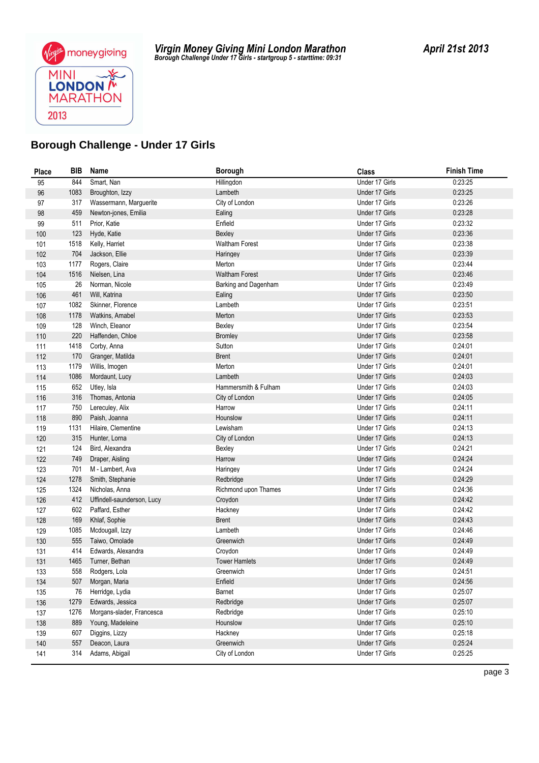**Virgin Money Giving Mini London Marathon**
*Borough Challenge Under 17 Girls - startgroup 5 - starttime: 09:31*

**April 21st 2013**

## Borough Challenge - Under 17 Girls

| Place | BIB | Name | Borough | Class | Finish Time |
|---|---|---|---|---|---|
| 95 | 844 | Smart, Nan | Hillingdon | Under 17 Girls | 0:23:25 |
| 96 | 1083 | Broughton, Izzy | Lambeth | Under 17 Girls | 0:23:25 |
| 97 | 317 | Wassermann, Marguerite | City of London | Under 17 Girls | 0:23:26 |
| 98 | 459 | Newton-jones, Emilia | Ealing | Under 17 Girls | 0:23:28 |
| 99 | 511 | Prior, Katie | Enfield | Under 17 Girls | 0:23:32 |
| 100 | 123 | Hyde, Katie | Bexley | Under 17 Girls | 0:23:36 |
| 101 | 1518 | Kelly, Harriet | Waltham Forest | Under 17 Girls | 0:23:38 |
| 102 | 704 | Jackson, Ellie | Haringey | Under 17 Girls | 0:23:39 |
| 103 | 1177 | Rogers, Claire | Merton | Under 17 Girls | 0:23:44 |
| 104 | 1516 | Nielsen, Lina | Waltham Forest | Under 17 Girls | 0:23:46 |
| 105 | 26 | Norman, Nicole | Barking and Dagenham | Under 17 Girls | 0:23:49 |
| 106 | 461 | Will, Katrina | Ealing | Under 17 Girls | 0:23:50 |
| 107 | 1082 | Skinner, Florence | Lambeth | Under 17 Girls | 0:23:51 |
| 108 | 1178 | Watkins, Amabel | Merton | Under 17 Girls | 0:23:53 |
| 109 | 128 | Winch, Eleanor | Bexley | Under 17 Girls | 0:23:54 |
| 110 | 220 | Haffenden, Chloe | Bromley | Under 17 Girls | 0:23:58 |
| 111 | 1418 | Corby, Anna | Sutton | Under 17 Girls | 0:24:01 |
| 112 | 170 | Granger, Matilda | Brent | Under 17 Girls | 0:24:01 |
| 113 | 1179 | Willis, Imogen | Merton | Under 17 Girls | 0:24:01 |
| 114 | 1086 | Mordaunt, Lucy | Lambeth | Under 17 Girls | 0:24:03 |
| 115 | 652 | Utley, Isla | Hammersmith & Fulham | Under 17 Girls | 0:24:03 |
| 116 | 316 | Thomas, Antonia | City of London | Under 17 Girls | 0:24:05 |
| 117 | 750 | Lereculey, Alix | Harrow | Under 17 Girls | 0:24:11 |
| 118 | 890 | Paish, Joanna | Hounslow | Under 17 Girls | 0:24:11 |
| 119 | 1131 | Hilaire, Clementine | Lewisham | Under 17 Girls | 0:24:13 |
| 120 | 315 | Hunter, Lorna | City of London | Under 17 Girls | 0:24:13 |
| 121 | 124 | Bird, Alexandra | Bexley | Under 17 Girls | 0:24:21 |
| 122 | 749 | Draper, Aisling | Harrow | Under 17 Girls | 0:24:24 |
| 123 | 701 | M - Lambert, Ava | Haringey | Under 17 Girls | 0:24:24 |
| 124 | 1278 | Smith, Stephanie | Redbridge | Under 17 Girls | 0:24:29 |
| 125 | 1324 | Nicholas, Anna | Richmond upon Thames | Under 17 Girls | 0:24:36 |
| 126 | 412 | Uffindell-saunderson, Lucy | Croydon | Under 17 Girls | 0:24:42 |
| 127 | 602 | Paffard, Esther | Hackney | Under 17 Girls | 0:24:42 |
| 128 | 169 | Khlaf, Sophie | Brent | Under 17 Girls | 0:24:43 |
| 129 | 1085 | Mcdougall, Izzy | Lambeth | Under 17 Girls | 0:24:46 |
| 130 | 555 | Taiwo, Omolade | Greenwich | Under 17 Girls | 0:24:49 |
| 131 | 414 | Edwards, Alexandra | Croydon | Under 17 Girls | 0:24:49 |
| 131 | 1465 | Turner, Bethan | Tower Hamlets | Under 17 Girls | 0:24:49 |
| 133 | 558 | Rodgers, Lola | Greenwich | Under 17 Girls | 0:24:51 |
| 134 | 507 | Morgan, Maria | Enfield | Under 17 Girls | 0:24:56 |
| 135 | 76 | Herridge, Lydia | Barnet | Under 17 Girls | 0:25:07 |
| 136 | 1279 | Edwards, Jessica | Redbridge | Under 17 Girls | 0:25:07 |
| 137 | 1276 | Morgans-slader, Francesca | Redbridge | Under 17 Girls | 0:25:10 |
| 138 | 889 | Young, Madeleine | Hounslow | Under 17 Girls | 0:25:10 |
| 139 | 607 | Diggins, Lizzy | Hackney | Under 17 Girls | 0:25:18 |
| 140 | 557 | Deacon, Laura | Greenwich | Under 17 Girls | 0:25:24 |
| 141 | 314 | Adams, Abigail | City of London | Under 17 Girls | 0:25:25 |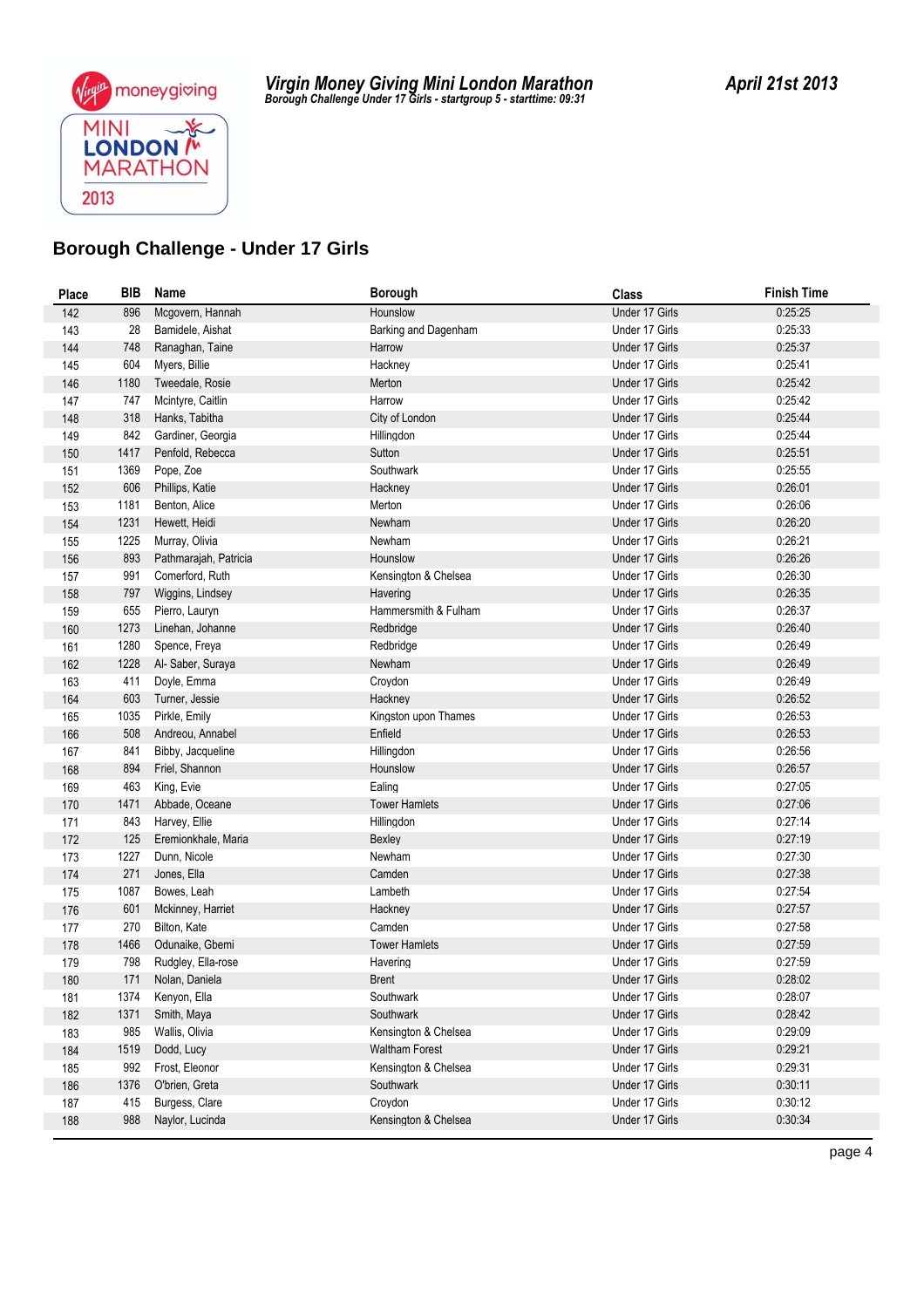## Virgin Money Giving Mini London Marathon

*Borough Challenge Under 17 Girls - startgroup 5 - starttime: 09:31*

**April 21st 2013**

## Borough Challenge - Under 17 Girls

| Place | BIB | Name | Borough | Class | Finish Time |
|---|---|---|---|---|---|
| 142 | 896 | Mcgovern, Hannah | Hounslow | Under 17 Girls | 0:25:25 |
| 143 | 28 | Bamidele, Aishat | Barking and Dagenham | Under 17 Girls | 0:25:33 |
| 144 | 748 | Ranaghan, Taine | Harrow | Under 17 Girls | 0:25:37 |
| 145 | 604 | Myers, Billie | Hackney | Under 17 Girls | 0:25:41 |
| 146 | 1180 | Tweedale, Rosie | Merton | Under 17 Girls | 0:25:42 |
| 147 | 747 | Mcintyre, Caitlin | Harrow | Under 17 Girls | 0:25:42 |
| 148 | 318 | Hanks, Tabitha | City of London | Under 17 Girls | 0:25:44 |
| 149 | 842 | Gardiner, Georgia | Hillingdon | Under 17 Girls | 0:25:44 |
| 150 | 1417 | Penfold, Rebecca | Sutton | Under 17 Girls | 0:25:51 |
| 151 | 1369 | Pope, Zoe | Southwark | Under 17 Girls | 0:25:55 |
| 152 | 606 | Phillips, Katie | Hackney | Under 17 Girls | 0:26:01 |
| 153 | 1181 | Benton, Alice | Merton | Under 17 Girls | 0:26:06 |
| 154 | 1231 | Hewett, Heidi | Newham | Under 17 Girls | 0:26:20 |
| 155 | 1225 | Murray, Olivia | Newham | Under 17 Girls | 0:26:21 |
| 156 | 893 | Pathmarajah, Patricia | Hounslow | Under 17 Girls | 0:26:26 |
| 157 | 991 | Comerford, Ruth | Kensington & Chelsea | Under 17 Girls | 0:26:30 |
| 158 | 797 | Wiggins, Lindsey | Havering | Under 17 Girls | 0:26:35 |
| 159 | 655 | Pierro, Lauryn | Hammersmith & Fulham | Under 17 Girls | 0:26:37 |
| 160 | 1273 | Linehan, Johanne | Redbridge | Under 17 Girls | 0:26:40 |
| 161 | 1280 | Spence, Freya | Redbridge | Under 17 Girls | 0:26:49 |
| 162 | 1228 | Al- Saber, Suraya | Newham | Under 17 Girls | 0:26:49 |
| 163 | 411 | Doyle, Emma | Croydon | Under 17 Girls | 0:26:49 |
| 164 | 603 | Turner, Jessie | Hackney | Under 17 Girls | 0:26:52 |
| 165 | 1035 | Pirkle, Emily | Kingston upon Thames | Under 17 Girls | 0:26:53 |
| 166 | 508 | Andreou, Annabel | Enfield | Under 17 Girls | 0:26:53 |
| 167 | 841 | Bibby, Jacqueline | Hillingdon | Under 17 Girls | 0:26:56 |
| 168 | 894 | Friel, Shannon | Hounslow | Under 17 Girls | 0:26:57 |
| 169 | 463 | King, Evie | Ealing | Under 17 Girls | 0:27:05 |
| 170 | 1471 | Abbade, Oceane | Tower Hamlets | Under 17 Girls | 0:27:06 |
| 171 | 843 | Harvey, Ellie | Hillingdon | Under 17 Girls | 0:27:14 |
| 172 | 125 | Eremionkhale, Maria | Bexley | Under 17 Girls | 0:27:19 |
| 173 | 1227 | Dunn, Nicole | Newham | Under 17 Girls | 0:27:30 |
| 174 | 271 | Jones, Ella | Camden | Under 17 Girls | 0:27:38 |
| 175 | 1087 | Bowes, Leah | Lambeth | Under 17 Girls | 0:27:54 |
| 176 | 601 | Mckinney, Harriet | Hackney | Under 17 Girls | 0:27:57 |
| 177 | 270 | Bilton, Kate | Camden | Under 17 Girls | 0:27:58 |
| 178 | 1466 | Odunaike, Gbemi | Tower Hamlets | Under 17 Girls | 0:27:59 |
| 179 | 798 | Rudgley, Ella-rose | Havering | Under 17 Girls | 0:27:59 |
| 180 | 171 | Nolan, Daniela | Brent | Under 17 Girls | 0:28:02 |
| 181 | 1374 | Kenyon, Ella | Southwark | Under 17 Girls | 0:28:07 |
| 182 | 1371 | Smith, Maya | Southwark | Under 17 Girls | 0:28:42 |
| 183 | 985 | Wallis, Olivia | Kensington & Chelsea | Under 17 Girls | 0:29:09 |
| 184 | 1519 | Dodd, Lucy | Waltham Forest | Under 17 Girls | 0:29:21 |
| 185 | 992 | Frost, Eleonor | Kensington & Chelsea | Under 17 Girls | 0:29:31 |
| 186 | 1376 | O'brien, Greta | Southwark | Under 17 Girls | 0:30:11 |
| 187 | 415 | Burgess, Clare | Croydon | Under 17 Girls | 0:30:12 |
| 188 | 988 | Naylor, Lucinda | Kensington & Chelsea | Under 17 Girls | 0:30:34 |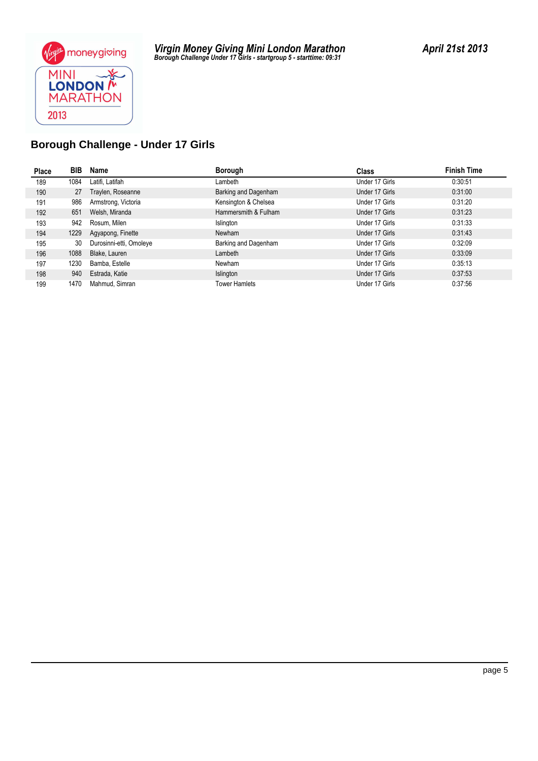**Virgin Money Giving Mini London Marathon**
*Borough Challenge Under 17 Girls - startgroup 5 - starttime: 09:31*

**April 21st 2013**

## Borough Challenge - Under 17 Girls

| Place | BIB | Name | Borough | Class | Finish Time |
|---|---|---|---|---|---|
| 189 | 1084 | Latifi, Latifah | Lambeth | Under 17 Girls | 0:30:51 |
| 190 | 27 | Traylen, Roseanne | Barking and Dagenham | Under 17 Girls | 0:31:00 |
| 191 | 986 | Armstrong, Victoria | Kensington & Chelsea | Under 17 Girls | 0:31:20 |
| 192 | 651 | Welsh, Miranda | Hammersmith & Fulham | Under 17 Girls | 0:31:23 |
| 193 | 942 | Rosum, Milen | Islington | Under 17 Girls | 0:31:33 |
| 194 | 1229 | Agyapong, Finette | Newham | Under 17 Girls | 0:31:43 |
| 195 | 30 | Durosinni-etti, Omoleye | Barking and Dagenham | Under 17 Girls | 0:32:09 |
| 196 | 1088 | Blake, Lauren | Lambeth | Under 17 Girls | 0:33:09 |
| 197 | 1230 | Bamba, Estelle | Newham | Under 17 Girls | 0:35:13 |
| 198 | 940 | Estrada, Katie | Islington | Under 17 Girls | 0:37:53 |
| 199 | 1470 | Mahmud, Simran | Tower Hamlets | Under 17 Girls | 0:37:56 |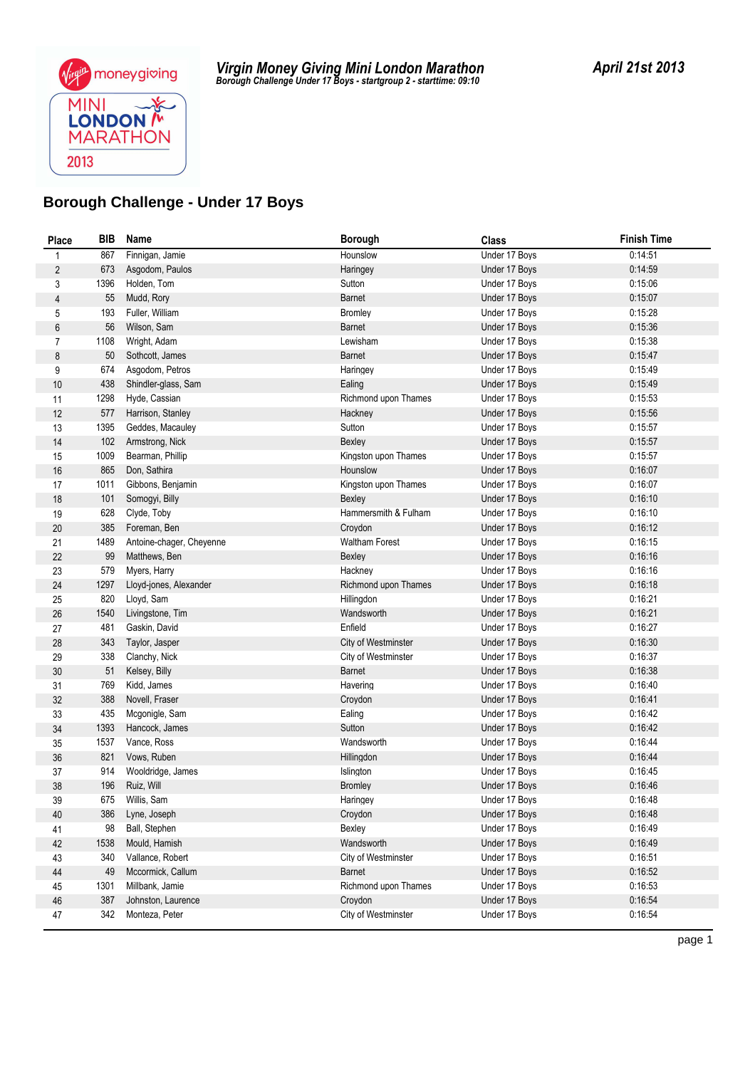**Virgin Money Giving Mini London Marathon**
*Borough Challenge Under 17 Boys - startgroup 2 - starttime: 09:10*

**April 21st 2013**

## Borough Challenge - Under 17 Boys

| Place | BIB | Name | Borough | Class | Finish Time |
|---|---|---|---|---|---|
| 1 | 867 | Finnigan, Jamie | Hounslow | Under 17 Boys | 0:14:51 |
| 2 | 673 | Asgodom, Paulos | Haringey | Under 17 Boys | 0:14:59 |
| 3 | 1396 | Holden, Tom | Sutton | Under 17 Boys | 0:15:06 |
| 4 | 55 | Mudd, Rory | Barnet | Under 17 Boys | 0:15:07 |
| 5 | 193 | Fuller, William | Bromley | Under 17 Boys | 0:15:28 |
| 6 | 56 | Wilson, Sam | Barnet | Under 17 Boys | 0:15:36 |
| 7 | 1108 | Wright, Adam | Lewisham | Under 17 Boys | 0:15:38 |
| 8 | 50 | Sothcott, James | Barnet | Under 17 Boys | 0:15:47 |
| 9 | 674 | Asgodom, Petros | Haringey | Under 17 Boys | 0:15:49 |
| 10 | 438 | Shindler-glass, Sam | Ealing | Under 17 Boys | 0:15:49 |
| 11 | 1298 | Hyde, Cassian | Richmond upon Thames | Under 17 Boys | 0:15:53 |
| 12 | 577 | Harrison, Stanley | Hackney | Under 17 Boys | 0:15:56 |
| 13 | 1395 | Geddes, Macauley | Sutton | Under 17 Boys | 0:15:57 |
| 14 | 102 | Armstrong, Nick | Bexley | Under 17 Boys | 0:15:57 |
| 15 | 1009 | Bearman, Phillip | Kingston upon Thames | Under 17 Boys | 0:15:57 |
| 16 | 865 | Don, Sathira | Hounslow | Under 17 Boys | 0:16:07 |
| 17 | 1011 | Gibbons, Benjamin | Kingston upon Thames | Under 17 Boys | 0:16:07 |
| 18 | 101 | Somogyi, Billy | Bexley | Under 17 Boys | 0:16:10 |
| 19 | 628 | Clyde, Toby | Hammersmith & Fulham | Under 17 Boys | 0:16:10 |
| 20 | 385 | Foreman, Ben | Croydon | Under 17 Boys | 0:16:12 |
| 21 | 1489 | Antoine-chager, Cheyenne | Waltham Forest | Under 17 Boys | 0:16:15 |
| 22 | 99 | Matthews, Ben | Bexley | Under 17 Boys | 0:16:16 |
| 23 | 579 | Myers, Harry | Hackney | Under 17 Boys | 0:16:16 |
| 24 | 1297 | Lloyd-jones, Alexander | Richmond upon Thames | Under 17 Boys | 0:16:18 |
| 25 | 820 | Lloyd, Sam | Hillingdon | Under 17 Boys | 0:16:21 |
| 26 | 1540 | Livingstone, Tim | Wandsworth | Under 17 Boys | 0:16:21 |
| 27 | 481 | Gaskin, David | Enfield | Under 17 Boys | 0:16:27 |
| 28 | 343 | Taylor, Jasper | City of Westminster | Under 17 Boys | 0:16:30 |
| 29 | 338 | Clanchy, Nick | City of Westminster | Under 17 Boys | 0:16:37 |
| 30 | 51 | Kelsey, Billy | Barnet | Under 17 Boys | 0:16:38 |
| 31 | 769 | Kidd, James | Havering | Under 17 Boys | 0:16:40 |
| 32 | 388 | Novell, Fraser | Croydon | Under 17 Boys | 0:16:41 |
| 33 | 435 | Mcgonigle, Sam | Ealing | Under 17 Boys | 0:16:42 |
| 34 | 1393 | Hancock, James | Sutton | Under 17 Boys | 0:16:42 |
| 35 | 1537 | Vance, Ross | Wandsworth | Under 17 Boys | 0:16:44 |
| 36 | 821 | Vows, Ruben | Hillingdon | Under 17 Boys | 0:16:44 |
| 37 | 914 | Wooldridge, James | Islington | Under 17 Boys | 0:16:45 |
| 38 | 196 | Ruiz, Will | Bromley | Under 17 Boys | 0:16:46 |
| 39 | 675 | Willis, Sam | Haringey | Under 17 Boys | 0:16:48 |
| 40 | 386 | Lyne, Joseph | Croydon | Under 17 Boys | 0:16:48 |
| 41 | 98 | Ball, Stephen | Bexley | Under 17 Boys | 0:16:49 |
| 42 | 1538 | Mould, Hamish | Wandsworth | Under 17 Boys | 0:16:49 |
| 43 | 340 | Vallance, Robert | City of Westminster | Under 17 Boys | 0:16:51 |
| 44 | 49 | Mccormick, Callum | Barnet | Under 17 Boys | 0:16:52 |
| 45 | 1301 | Millbank, Jamie | Richmond upon Thames | Under 17 Boys | 0:16:53 |
| 46 | 387 | Johnston, Laurence | Croydon | Under 17 Boys | 0:16:54 |
| 47 | 342 | Monteza, Peter | City of Westminster | Under 17 Boys | 0:16:54 |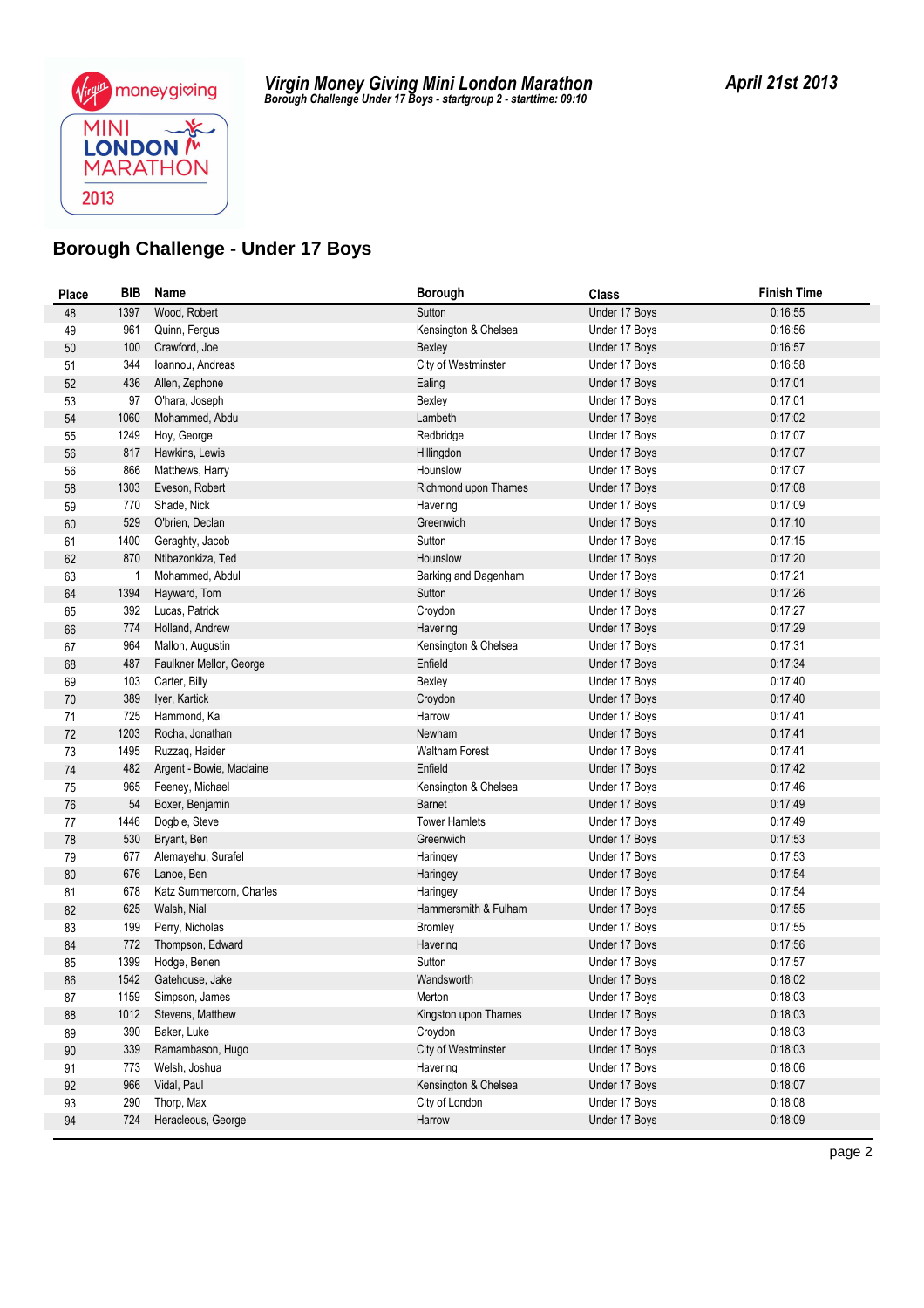**Virgin Money Giving Mini London Marathon**
*Borough Challenge Under 17 Boys - startgroup 2 - starttime: 09:10*

**April 21st 2013**

## Borough Challenge - Under 17 Boys

| Place | BIB | Name | Borough | Class | Finish Time |
|---|---|---|---|---|---|
| 48 | 1397 | Wood, Robert | Sutton | Under 17 Boys | 0:16:55 |
| 49 | 961 | Quinn, Fergus | Kensington & Chelsea | Under 17 Boys | 0:16:56 |
| 50 | 100 | Crawford, Joe | Bexley | Under 17 Boys | 0:16:57 |
| 51 | 344 | Ioannou, Andreas | City of Westminster | Under 17 Boys | 0:16:58 |
| 52 | 436 | Allen, Zephone | Ealing | Under 17 Boys | 0:17:01 |
| 53 | 97 | O'hara, Joseph | Bexley | Under 17 Boys | 0:17:01 |
| 54 | 1060 | Mohammed, Abdu | Lambeth | Under 17 Boys | 0:17:02 |
| 55 | 1249 | Hoy, George | Redbridge | Under 17 Boys | 0:17:07 |
| 56 | 817 | Hawkins, Lewis | Hillingdon | Under 17 Boys | 0:17:07 |
| 56 | 866 | Matthews, Harry | Hounslow | Under 17 Boys | 0:17:07 |
| 58 | 1303 | Eveson, Robert | Richmond upon Thames | Under 17 Boys | 0:17:08 |
| 59 | 770 | Shade, Nick | Havering | Under 17 Boys | 0:17:09 |
| 60 | 529 | O'brien, Declan | Greenwich | Under 17 Boys | 0:17:10 |
| 61 | 1400 | Geraghty, Jacob | Sutton | Under 17 Boys | 0:17:15 |
| 62 | 870 | Ntibazonkiza, Ted | Hounslow | Under 17 Boys | 0:17:20 |
| 63 | 1 | Mohammed, Abdul | Barking and Dagenham | Under 17 Boys | 0:17:21 |
| 64 | 1394 | Hayward, Tom | Sutton | Under 17 Boys | 0:17:26 |
| 65 | 392 | Lucas, Patrick | Croydon | Under 17 Boys | 0:17:27 |
| 66 | 774 | Holland, Andrew | Havering | Under 17 Boys | 0:17:29 |
| 67 | 964 | Mallon, Augustin | Kensington & Chelsea | Under 17 Boys | 0:17:31 |
| 68 | 487 | Faulkner Mellor, George | Enfield | Under 17 Boys | 0:17:34 |
| 69 | 103 | Carter, Billy | Bexley | Under 17 Boys | 0:17:40 |
| 70 | 389 | Iyer, Kartick | Croydon | Under 17 Boys | 0:17:40 |
| 71 | 725 | Hammond, Kai | Harrow | Under 17 Boys | 0:17:41 |
| 72 | 1203 | Rocha, Jonathan | Newham | Under 17 Boys | 0:17:41 |
| 73 | 1495 | Ruzzaq, Haider | Waltham Forest | Under 17 Boys | 0:17:41 |
| 74 | 482 | Argent - Bowie, Maclaine | Enfield | Under 17 Boys | 0:17:42 |
| 75 | 965 | Feeney, Michael | Kensington & Chelsea | Under 17 Boys | 0:17:46 |
| 76 | 54 | Boxer, Benjamin | Barnet | Under 17 Boys | 0:17:49 |
| 77 | 1446 | Dogble, Steve | Tower Hamlets | Under 17 Boys | 0:17:49 |
| 78 | 530 | Bryant, Ben | Greenwich | Under 17 Boys | 0:17:53 |
| 79 | 677 | Alemayehu, Surafel | Haringey | Under 17 Boys | 0:17:53 |
| 80 | 676 | Lanoe, Ben | Haringey | Under 17 Boys | 0:17:54 |
| 81 | 678 | Katz Summercorn, Charles | Haringey | Under 17 Boys | 0:17:54 |
| 82 | 625 | Walsh, Nial | Hammersmith & Fulham | Under 17 Boys | 0:17:55 |
| 83 | 199 | Perry, Nicholas | Bromley | Under 17 Boys | 0:17:55 |
| 84 | 772 | Thompson, Edward | Havering | Under 17 Boys | 0:17:56 |
| 85 | 1399 | Hodge, Benen | Sutton | Under 17 Boys | 0:17:57 |
| 86 | 1542 | Gatehouse, Jake | Wandsworth | Under 17 Boys | 0:18:02 |
| 87 | 1159 | Simpson, James | Merton | Under 17 Boys | 0:18:03 |
| 88 | 1012 | Stevens, Matthew | Kingston upon Thames | Under 17 Boys | 0:18:03 |
| 89 | 390 | Baker, Luke | Croydon | Under 17 Boys | 0:18:03 |
| 90 | 339 | Ramambason, Hugo | City of Westminster | Under 17 Boys | 0:18:03 |
| 91 | 773 | Welsh, Joshua | Havering | Under 17 Boys | 0:18:06 |
| 92 | 966 | Vidal, Paul | Kensington & Chelsea | Under 17 Boys | 0:18:07 |
| 93 | 290 | Thorp, Max | City of London | Under 17 Boys | 0:18:08 |
| 94 | 724 | Heracleous, George | Harrow | Under 17 Boys | 0:18:09 |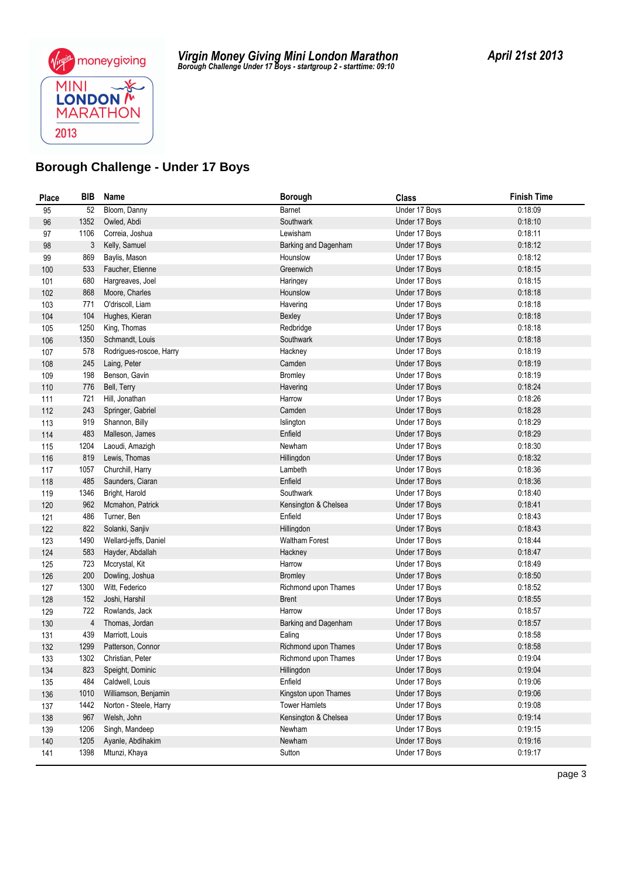# Virgin Money Giving Mini London Marathon

*Borough Challenge Under 17 Boys - startgroup 2 - starttime: 09:10*

**April 21st 2013**

## Borough Challenge - Under 17 Boys

| Place | BIB | Name | Borough | Class | Finish Time |
|---|---|---|---|---|---|
| 95 | 52 | Bloom, Danny | Barnet | Under 17 Boys | 0:18:09 |
| 96 | 1352 | Owled, Abdi | Southwark | Under 17 Boys | 0:18:10 |
| 97 | 1106 | Correia, Joshua | Lewisham | Under 17 Boys | 0:18:11 |
| 98 | 3 | Kelly, Samuel | Barking and Dagenham | Under 17 Boys | 0:18:12 |
| 99 | 869 | Baylis, Mason | Hounslow | Under 17 Boys | 0:18:12 |
| 100 | 533 | Faucher, Etienne | Greenwich | Under 17 Boys | 0:18:15 |
| 101 | 680 | Hargreaves, Joel | Haringey | Under 17 Boys | 0:18:15 |
| 102 | 868 | Moore, Charles | Hounslow | Under 17 Boys | 0:18:18 |
| 103 | 771 | O'driscoll, Liam | Havering | Under 17 Boys | 0:18:18 |
| 104 | 104 | Hughes, Kieran | Bexley | Under 17 Boys | 0:18:18 |
| 105 | 1250 | King, Thomas | Redbridge | Under 17 Boys | 0:18:18 |
| 106 | 1350 | Schmandt, Louis | Southwark | Under 17 Boys | 0:18:18 |
| 107 | 578 | Rodrigues-roscoe, Harry | Hackney | Under 17 Boys | 0:18:19 |
| 108 | 245 | Laing, Peter | Camden | Under 17 Boys | 0:18:19 |
| 109 | 198 | Benson, Gavin | Bromley | Under 17 Boys | 0:18:19 |
| 110 | 776 | Bell, Terry | Havering | Under 17 Boys | 0:18:24 |
| 111 | 721 | Hill, Jonathan | Harrow | Under 17 Boys | 0:18:26 |
| 112 | 243 | Springer, Gabriel | Camden | Under 17 Boys | 0:18:28 |
| 113 | 919 | Shannon, Billy | Islington | Under 17 Boys | 0:18:29 |
| 114 | 483 | Malleson, James | Enfield | Under 17 Boys | 0:18:29 |
| 115 | 1204 | Laoudi, Amazigh | Newham | Under 17 Boys | 0:18:30 |
| 116 | 819 | Lewis, Thomas | Hillingdon | Under 17 Boys | 0:18:32 |
| 117 | 1057 | Churchill, Harry | Lambeth | Under 17 Boys | 0:18:36 |
| 118 | 485 | Saunders, Ciaran | Enfield | Under 17 Boys | 0:18:36 |
| 119 | 1346 | Bright, Harold | Southwark | Under 17 Boys | 0:18:40 |
| 120 | 962 | Mcmahon, Patrick | Kensington & Chelsea | Under 17 Boys | 0:18:41 |
| 121 | 486 | Turner, Ben | Enfield | Under 17 Boys | 0:18:43 |
| 122 | 822 | Solanki, Sanjiv | Hillingdon | Under 17 Boys | 0:18:43 |
| 123 | 1490 | Wellard-jeffs, Daniel | Waltham Forest | Under 17 Boys | 0:18:44 |
| 124 | 583 | Hayder, Abdallah | Hackney | Under 17 Boys | 0:18:47 |
| 125 | 723 | Mccrystal, Kit | Harrow | Under 17 Boys | 0:18:49 |
| 126 | 200 | Dowling, Joshua | Bromley | Under 17 Boys | 0:18:50 |
| 127 | 1300 | Witt, Federico | Richmond upon Thames | Under 17 Boys | 0:18:52 |
| 128 | 152 | Joshi, Harshil | Brent | Under 17 Boys | 0:18:55 |
| 129 | 722 | Rowlands, Jack | Harrow | Under 17 Boys | 0:18:57 |
| 130 | 4 | Thomas, Jordan | Barking and Dagenham | Under 17 Boys | 0:18:57 |
| 131 | 439 | Marriott, Louis | Ealing | Under 17 Boys | 0:18:58 |
| 132 | 1299 | Patterson, Connor | Richmond upon Thames | Under 17 Boys | 0:18:58 |
| 133 | 1302 | Christian, Peter | Richmond upon Thames | Under 17 Boys | 0:19:04 |
| 134 | 823 | Speight, Dominic | Hillingdon | Under 17 Boys | 0:19:04 |
| 135 | 484 | Caldwell, Louis | Enfield | Under 17 Boys | 0:19:06 |
| 136 | 1010 | Williamson, Benjamin | Kingston upon Thames | Under 17 Boys | 0:19:06 |
| 137 | 1442 | Norton - Steele, Harry | Tower Hamlets | Under 17 Boys | 0:19:08 |
| 138 | 967 | Welsh, John | Kensington & Chelsea | Under 17 Boys | 0:19:14 |
| 139 | 1206 | Singh, Mandeep | Newham | Under 17 Boys | 0:19:15 |
| 140 | 1205 | Ayanle, Abdihakim | Newham | Under 17 Boys | 0:19:16 |
| 141 | 1398 | Mtunzi, Khaya | Sutton | Under 17 Boys | 0:19:17 |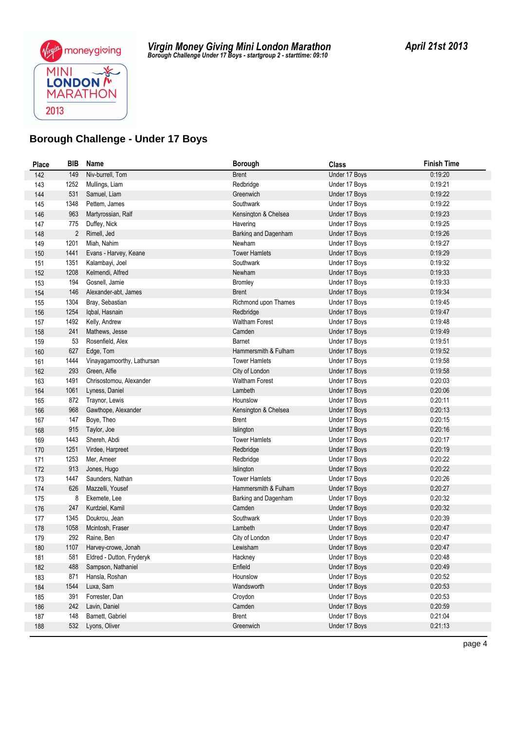**Virgin Money Giving Mini London Marathon**
*Borough Challenge Under 17 Boys - startgroup 2 - starttime: 09:10*

**April 21st 2013**

## Borough Challenge - Under 17 Boys

| Place | BIB | Name | Borough | Class | Finish Time |
|---|---|---|---|---|---|
| 142 | 149 | Niv-burrell, Tom | Brent | Under 17 Boys | 0:19:20 |
| 143 | 1252 | Mullings, Liam | Redbridge | Under 17 Boys | 0:19:21 |
| 144 | 531 | Samuel, Liam | Greenwich | Under 17 Boys | 0:19:22 |
| 145 | 1348 | Pettem, James | Southwark | Under 17 Boys | 0:19:22 |
| 146 | 963 | Martyrossian, Ralf | Kensington & Chelsea | Under 17 Boys | 0:19:23 |
| 147 | 775 | Duffey, Nick | Havering | Under 17 Boys | 0:19:25 |
| 148 | 2 | Rimell, Jed | Barking and Dagenham | Under 17 Boys | 0:19:26 |
| 149 | 1201 | Miah, Nahim | Newham | Under 17 Boys | 0:19:27 |
| 150 | 1441 | Evans - Harvey, Keane | Tower Hamlets | Under 17 Boys | 0:19:29 |
| 151 | 1351 | Kalambayi, Joel | Southwark | Under 17 Boys | 0:19:32 |
| 152 | 1208 | Kelmendi, Alfred | Newham | Under 17 Boys | 0:19:33 |
| 153 | 194 | Gosnell, Jamie | Bromley | Under 17 Boys | 0:19:33 |
| 154 | 146 | Alexander-abt, James | Brent | Under 17 Boys | 0:19:34 |
| 155 | 1304 | Bray, Sebastian | Richmond upon Thames | Under 17 Boys | 0:19:45 |
| 156 | 1254 | Iqbal, Hasnain | Redbridge | Under 17 Boys | 0:19:47 |
| 157 | 1492 | Kelly, Andrew | Waltham Forest | Under 17 Boys | 0:19:48 |
| 158 | 241 | Mathews, Jesse | Camden | Under 17 Boys | 0:19:49 |
| 159 | 53 | Rosenfield, Alex | Barnet | Under 17 Boys | 0:19:51 |
| 160 | 627 | Edge, Tom | Hammersmith & Fulham | Under 17 Boys | 0:19:52 |
| 161 | 1444 | Vinayagamoorthy, Lathursan | Tower Hamlets | Under 17 Boys | 0:19:58 |
| 162 | 293 | Green, Alfie | City of London | Under 17 Boys | 0:19:58 |
| 163 | 1491 | Chrisostomou, Alexander | Waltham Forest | Under 17 Boys | 0:20:03 |
| 164 | 1061 | Lyness, Daniel | Lambeth | Under 17 Boys | 0:20:06 |
| 165 | 872 | Traynor, Lewis | Hounslow | Under 17 Boys | 0:20:11 |
| 166 | 968 | Gawthope, Alexander | Kensington & Chelsea | Under 17 Boys | 0:20:13 |
| 167 | 147 | Boye, Theo | Brent | Under 17 Boys | 0:20:15 |
| 168 | 915 | Taylor, Joe | Islington | Under 17 Boys | 0:20:16 |
| 169 | 1443 | Shereh, Abdi | Tower Hamlets | Under 17 Boys | 0:20:17 |
| 170 | 1251 | Virdee, Harpreet | Redbridge | Under 17 Boys | 0:20:19 |
| 171 | 1253 | Mer, Ameer | Redbridge | Under 17 Boys | 0:20:22 |
| 172 | 913 | Jones, Hugo | Islington | Under 17 Boys | 0:20:22 |
| 173 | 1447 | Saunders, Nathan | Tower Hamlets | Under 17 Boys | 0:20:26 |
| 174 | 626 | Mazzelli, Yousef | Hammersmith & Fulham | Under 17 Boys | 0:20:27 |
| 175 | 8 | Ekemete, Lee | Barking and Dagenham | Under 17 Boys | 0:20:32 |
| 176 | 247 | Kurdziel, Kamil | Camden | Under 17 Boys | 0:20:32 |
| 177 | 1345 | Doukrou, Jean | Southwark | Under 17 Boys | 0:20:39 |
| 178 | 1058 | Mcintosh, Fraser | Lambeth | Under 17 Boys | 0:20:47 |
| 179 | 292 | Raine, Ben | City of London | Under 17 Boys | 0:20:47 |
| 180 | 1107 | Harvey-crowe, Jonah | Lewisham | Under 17 Boys | 0:20:47 |
| 181 | 581 | Eldred - Dutton, Fryderyk | Hackney | Under 17 Boys | 0:20:48 |
| 182 | 488 | Sampson, Nathaniel | Enfield | Under 17 Boys | 0:20:49 |
| 183 | 871 | Hansla, Roshan | Hounslow | Under 17 Boys | 0:20:52 |
| 184 | 1544 | Luxa, Sam | Wandsworth | Under 17 Boys | 0:20:53 |
| 185 | 391 | Forrester, Dan | Croydon | Under 17 Boys | 0:20:53 |
| 186 | 242 | Lavin, Daniel | Camden | Under 17 Boys | 0:20:59 |
| 187 | 148 | Barnett, Gabriel | Brent | Under 17 Boys | 0:21:04 |
| 188 | 532 | Lyons, Oliver | Greenwich | Under 17 Boys | 0:21:13 |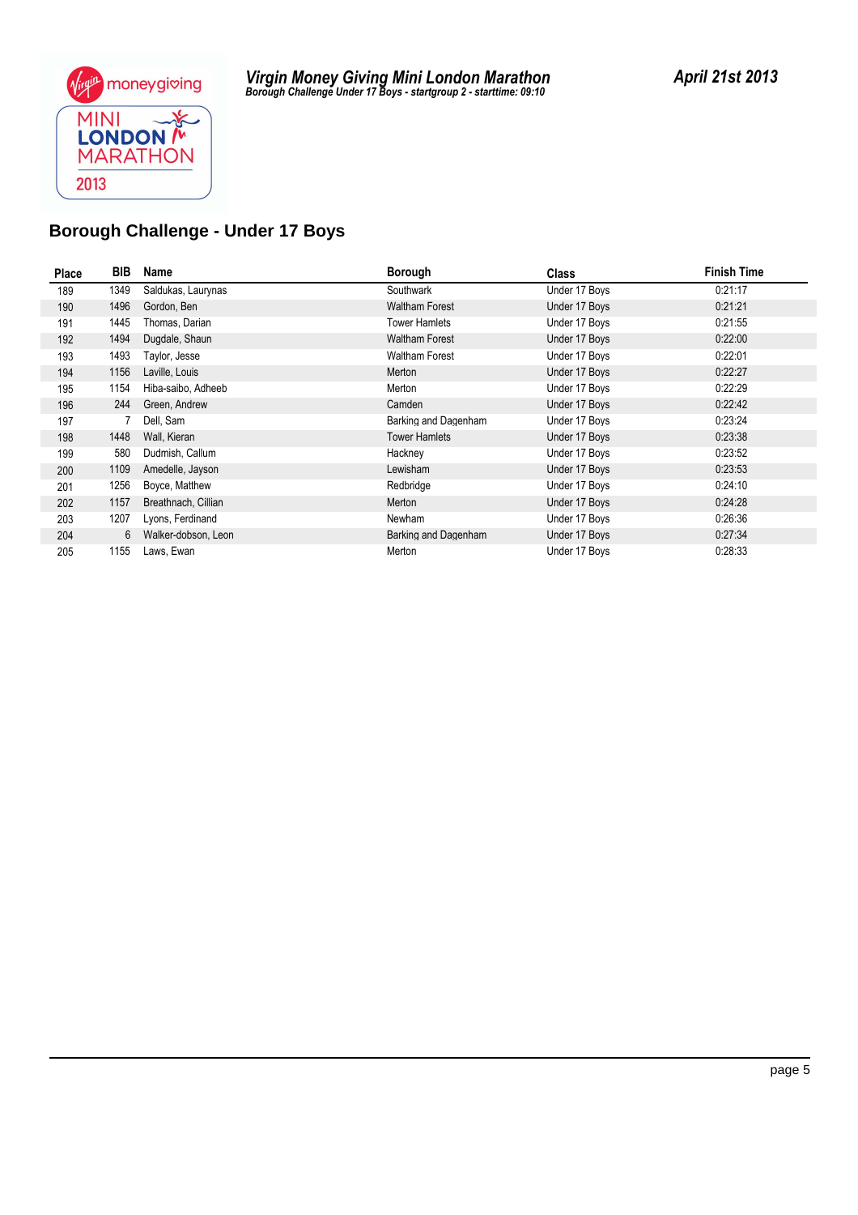# Borough Challenge - Under 17 Boys

| Place | BIB | Name | Borough | Class | Finish Time |
|---|---|---|---|---|---|
| 189 | 1349 | Saldukas, Laurynas | Southwark | Under 17 Boys | 0:21:17 |
| 190 | 1496 | Gordon, Ben | Waltham Forest | Under 17 Boys | 0:21:21 |
| 191 | 1445 | Thomas, Darian | Tower Hamlets | Under 17 Boys | 0:21:55 |
| 192 | 1494 | Dugdale, Shaun | Waltham Forest | Under 17 Boys | 0:22:00 |
| 193 | 1493 | Taylor, Jesse | Waltham Forest | Under 17 Boys | 0:22:01 |
| 194 | 1156 | Laville, Louis | Merton | Under 17 Boys | 0:22:27 |
| 195 | 1154 | Hiba-saibo, Adheeb | Merton | Under 17 Boys | 0:22:29 |
| 196 | 244 | Green, Andrew | Camden | Under 17 Boys | 0:22:42 |
| 197 | 7 | Dell, Sam | Barking and Dagenham | Under 17 Boys | 0:23:24 |
| 198 | 1448 | Wall, Kieran | Tower Hamlets | Under 17 Boys | 0:23:38 |
| 199 | 580 | Dudmish, Callum | Hackney | Under 17 Boys | 0:23:52 |
| 200 | 1109 | Amedelle, Jayson | Lewisham | Under 17 Boys | 0:23:53 |
| 201 | 1256 | Boyce, Matthew | Redbridge | Under 17 Boys | 0:24:10 |
| 202 | 1157 | Breathnach, Cillian | Merton | Under 17 Boys | 0:24:28 |
| 203 | 1207 | Lyons, Ferdinand | Newham | Under 17 Boys | 0:26:36 |
| 204 | 6 | Walker-dobson, Leon | Barking and Dagenham | Under 17 Boys | 0:27:34 |
| 205 | 1155 | Laws, Ewan | Merton | Under 17 Boys | 0:28:33 |